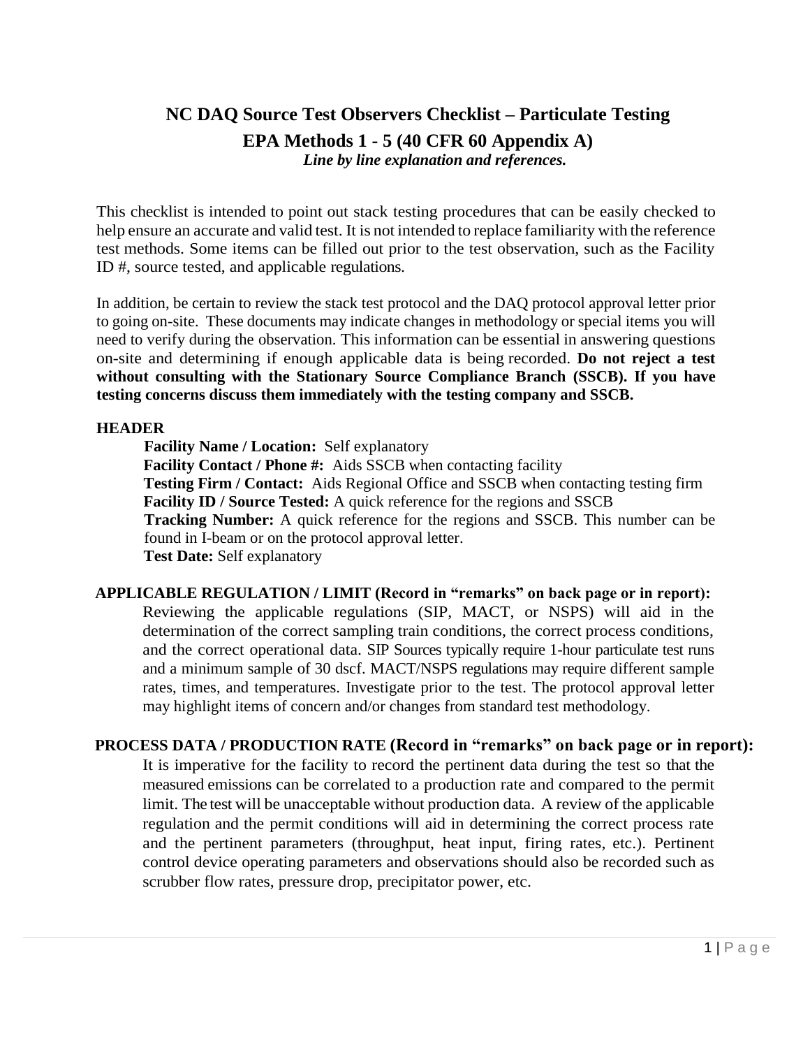# NC DAQ Source Test Observers Checklist – Particulate Testing

## EPA Methods 1 - 5 (40 CFR 60 Appendix A)

***Line by line explanation and references.***

This checklist is intended to point out stack testing procedures that can be easily checked to help ensure an accurate and valid test. It is not intended to replace familiarity with the reference test methods. Some items can be filled out prior to the test observation, such as the Facility ID #, source tested, and applicable regulations.

In addition, be certain to review the stack test protocol and the DAQ protocol approval letter prior to going on-site. These documents may indicate changes in methodology or special items you will need to verify during the observation. This information can be essential in answering questions on-site and determining if enough applicable data is being recorded. **Do not reject a test without consulting with the Stationary Source Compliance Branch (SSCB). If you have testing concerns discuss them immediately with the testing company and SSCB.**

### HEADER

**Facility Name / Location:** Self explanatory
**Facility Contact / Phone #:** Aids SSCB when contacting facility
**Testing Firm / Contact:** Aids Regional Office and SSCB when contacting testing firm
**Facility ID / Source Tested:** A quick reference for the regions and SSCB
**Tracking Number:** A quick reference for the regions and SSCB. This number can be found in I-beam or on the protocol approval letter.
**Test Date:** Self explanatory

### APPLICABLE REGULATION / LIMIT (Record in "remarks" on back page or in report):

Reviewing the applicable regulations (SIP, MACT, or NSPS) will aid in the determination of the correct sampling train conditions, the correct process conditions, and the correct operational data. SIP Sources typically require 1-hour particulate test runs and a minimum sample of 30 dscf. MACT/NSPS regulations may require different sample rates, times, and temperatures. Investigate prior to the test. The protocol approval letter may highlight items of concern and/or changes from standard test methodology.

### PROCESS DATA / PRODUCTION RATE (Record in "remarks" on back page or in report):

It is imperative for the facility to record the pertinent data during the test so that the measured emissions can be correlated to a production rate and compared to the permit limit. The test will be unacceptable without production data. A review of the applicable regulation and the permit conditions will aid in determining the correct process rate and the pertinent parameters (throughput, heat input, firing rates, etc.). Pertinent control device operating parameters and observations should also be recorded such as scrubber flow rates, pressure drop, precipitator power, etc.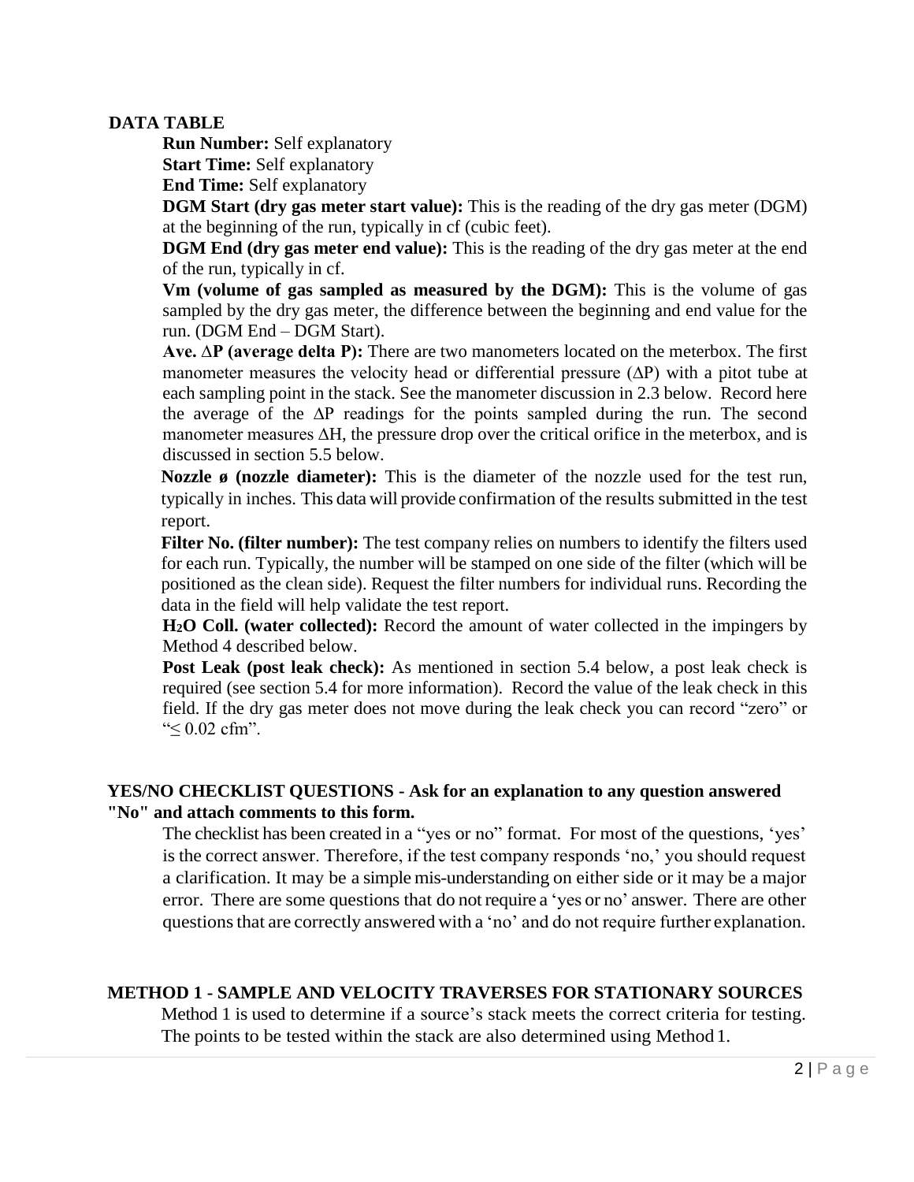**DATA TABLE**

**Run Number:** Self explanatory

**Start Time:** Self explanatory

**End Time:** Self explanatory

**DGM Start (dry gas meter start value):** This is the reading of the dry gas meter (DGM) at the beginning of the run, typically in cf (cubic feet).

**DGM End (dry gas meter end value):** This is the reading of the dry gas meter at the end of the run, typically in cf.

**Vm (volume of gas sampled as measured by the DGM):** This is the volume of gas sampled by the dry gas meter, the difference between the beginning and end value for the run. (DGM End – DGM Start).

**Ave. ∆P (average delta P):** There are two manometers located on the meterbox. The first manometer measures the velocity head or differential pressure (∆P) with a pitot tube at each sampling point in the stack. See the manometer discussion in 2.3 below. Record here the average of the ∆P readings for the points sampled during the run. The second manometer measures ∆H, the pressure drop over the critical orifice in the meterbox, and is discussed in section 5.5 below.

**Nozzle ø (nozzle diameter):** This is the diameter of the nozzle used for the test run, typically in inches. This data will provide confirmation of the results submitted in the test report.

**Filter No. (filter number):** The test company relies on numbers to identify the filters used for each run. Typically, the number will be stamped on one side of the filter (which will be positioned as the clean side). Request the filter numbers for individual runs. Recording the data in the field will help validate the test report.

**$H_2O$ Coll. (water collected):** Record the amount of water collected in the impingers by Method 4 described below.

**Post Leak (post leak check):** As mentioned in section 5.4 below, a post leak check is required (see section 5.4 for more information). Record the value of the leak check in this field. If the dry gas meter does not move during the leak check you can record "zero" or "≤ 0.02 cfm".

**YES/NO CHECKLIST QUESTIONS - Ask for an explanation to any question answered "No" and attach comments to this form.**

The checklist has been created in a "yes or no" format. For most of the questions, 'yes' is the correct answer. Therefore, if the test company responds 'no,' you should request a clarification. It may be a simple mis-understanding on either side or it may be a major error. There are some questions that do not require a 'yes or no' answer. There are other questions that are correctly answered with a 'no' and do not require further explanation.

**METHOD 1 - SAMPLE AND VELOCITY TRAVERSES FOR STATIONARY SOURCES**

Method 1 is used to determine if a source's stack meets the correct criteria for testing. The points to be tested within the stack are also determined using Method 1.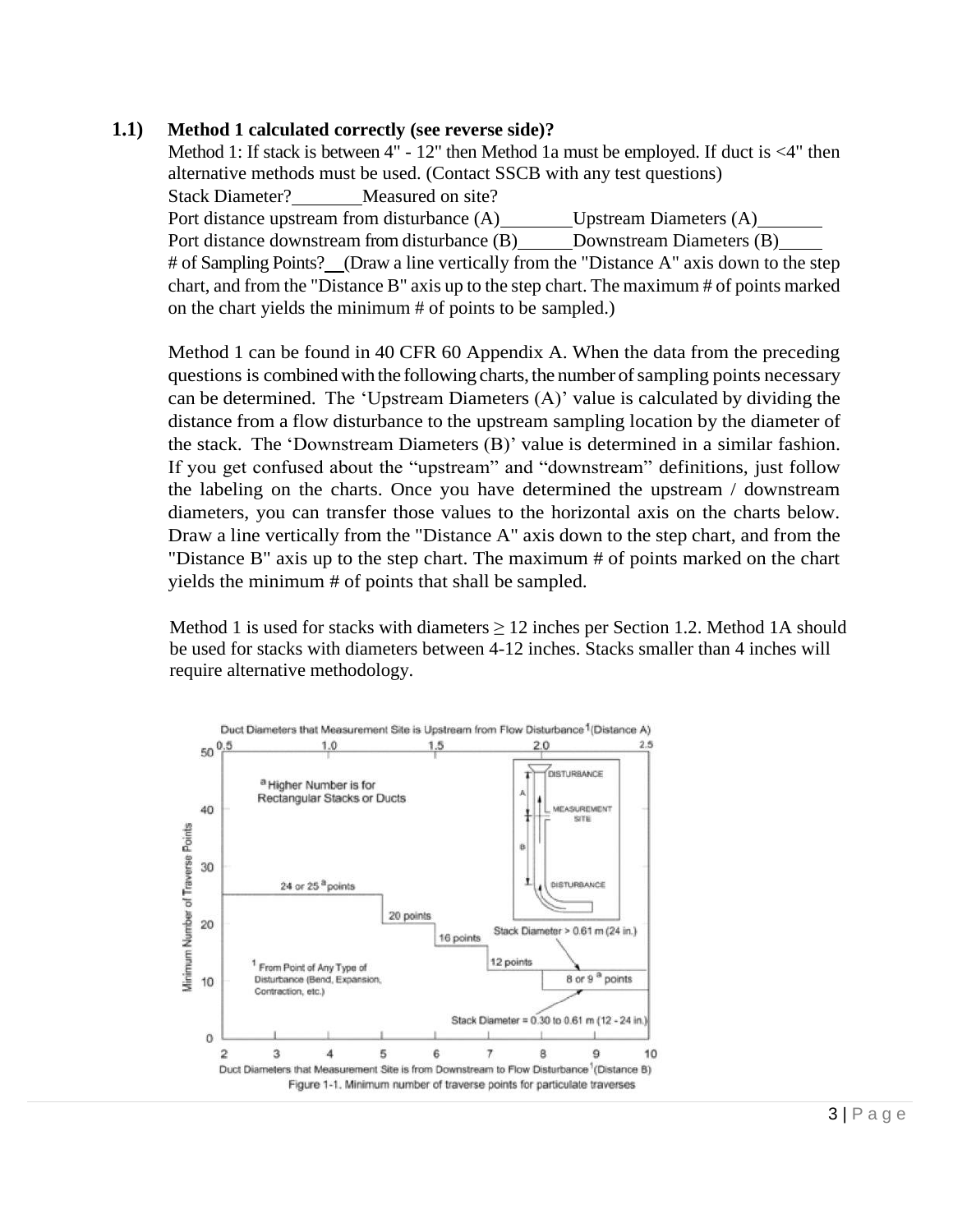**1.1) Method 1 calculated correctly (see reverse side)?**

Method 1: If stack is between 4" - 12" then Method 1a must be employed. If duct is <4" then alternative methods must be used. (Contact SSCB with any test questions)

Stack Diameter?________ Measured on site?

Port distance upstream from disturbance (A)________ Upstream Diameters (A)________

Port distance downstream from disturbance (B)______ Downstream Diameters (B)_____

# of Sampling Points?__ (Draw a line vertically from the "Distance A" axis down to the step chart, and from the "Distance B" axis up to the step chart. The maximum # of points marked on the chart yields the minimum # of points to be sampled.)

Method 1 can be found in 40 CFR 60 Appendix A. When the data from the preceding questions is combined with the following charts, the number of sampling points necessary can be determined. The 'Upstream Diameters (A)' value is calculated by dividing the distance from a flow disturbance to the upstream sampling location by the diameter of the stack. The 'Downstream Diameters (B)' value is determined in a similar fashion. If you get confused about the "upstream" and "downstream" definitions, just follow the labeling on the charts. Once you have determined the upstream / downstream diameters, you can transfer those values to the horizontal axis on the charts below. Draw a line vertically from the "Distance A" axis down to the step chart, and from the "Distance B" axis up to the step chart. The maximum # of points marked on the chart yields the minimum # of points that shall be sampled.

Method 1 is used for stacks with diameters ≥ 12 inches per Section 1.2. Method 1A should be used for stacks with diameters between 4-12 inches. Stacks smaller than 4 inches will require alternative methodology.

Figure 1-1. Minimum number of traverse points for particulate traverses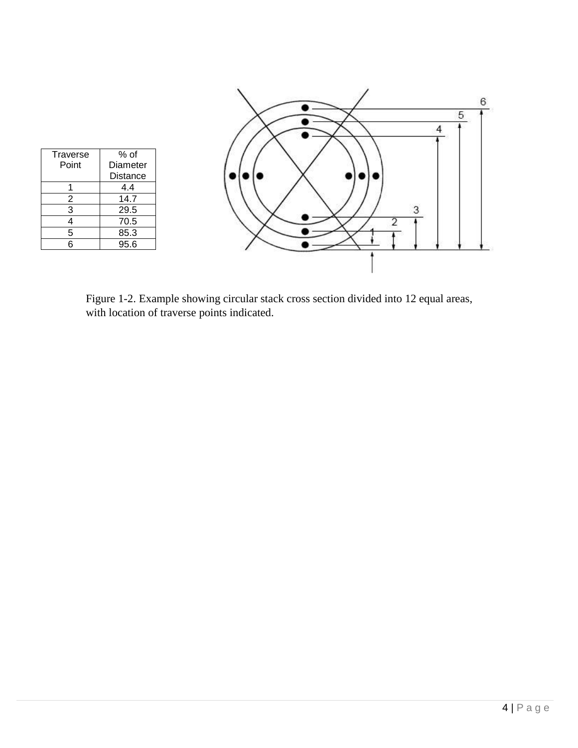| Traverse Point | % of Diameter Distance |
|---|---|
| 1 | 4.4 |
| 2 | 14.7 |
| 3 | 29.5 |
| 4 | 70.5 |
| 5 | 85.3 |
| 6 | 95.6 |

Figure 1-2. Example showing circular stack cross section divided into 12 equal areas, with location of traverse points indicated.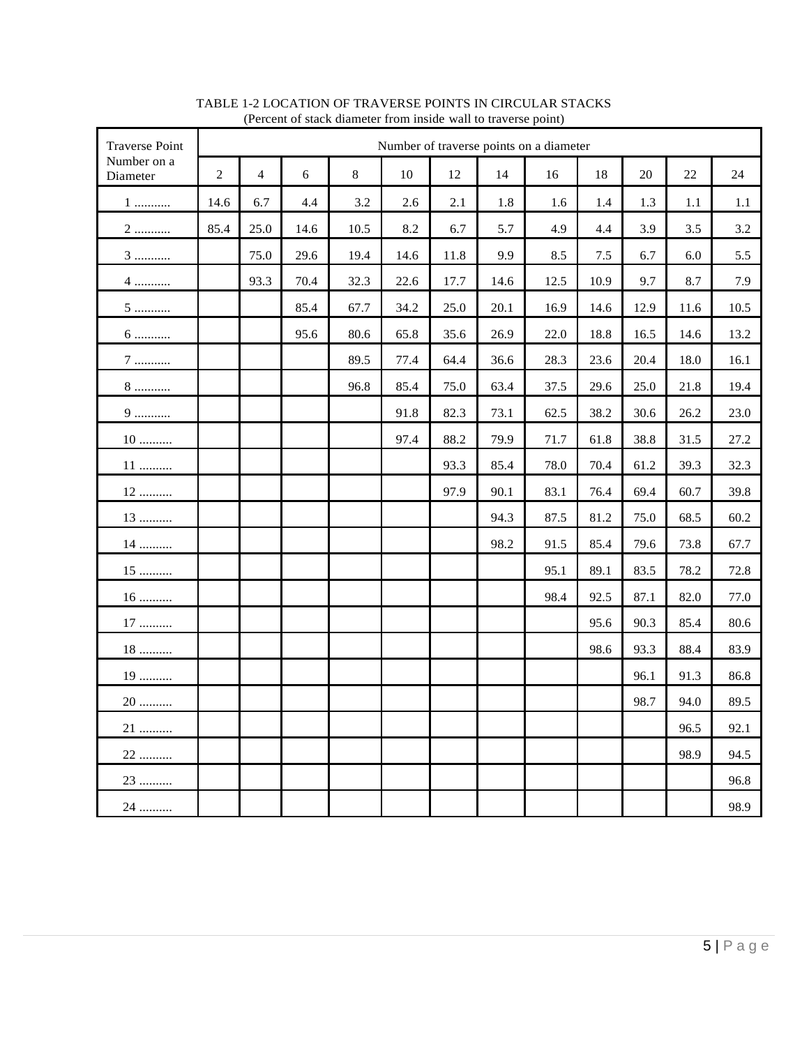TABLE 1-2 LOCATION OF TRAVERSE POINTS IN CIRCULAR STACKS
(Percent of stack diameter from inside wall to traverse point)

| Traverse Point Number on a Diameter | Number of traverse points on a diameter | | | | | | | | | | | |
|---|---|---|---|---|---|---|---|---|---|---|---|---|
| | 2 | 4 | 6 | 8 | 10 | 12 | 14 | 16 | 18 | 20 | 22 | 24 |
| 1 .......... | 14.6 | 6.7 | 4.4 | 3.2 | 2.6 | 2.1 | 1.8 | 1.6 | 1.4 | 1.3 | 1.1 | 1.1 |
| 2 .......... | 85.4 | 25.0 | 14.6 | 10.5 | 8.2 | 6.7 | 5.7 | 4.9 | 4.4 | 3.9 | 3.5 | 3.2 |
| 3 .......... | | 75.0 | 29.6 | 19.4 | 14.6 | 11.8 | 9.9 | 8.5 | 7.5 | 6.7 | 6.0 | 5.5 |
| 4 .......... | | 93.3 | 70.4 | 32.3 | 22.6 | 17.7 | 14.6 | 12.5 | 10.9 | 9.7 | 8.7 | 7.9 |
| 5 .......... | | | 85.4 | 67.7 | 34.2 | 25.0 | 20.1 | 16.9 | 14.6 | 12.9 | 11.6 | 10.5 |
| 6 .......... | | | 95.6 | 80.6 | 65.8 | 35.6 | 26.9 | 22.0 | 18.8 | 16.5 | 14.6 | 13.2 |
| 7 .......... | | | | 89.5 | 77.4 | 64.4 | 36.6 | 28.3 | 23.6 | 20.4 | 18.0 | 16.1 |
| 8 .......... | | | | 96.8 | 85.4 | 75.0 | 63.4 | 37.5 | 29.6 | 25.0 | 21.8 | 19.4 |
| 9 .......... | | | | | 91.8 | 82.3 | 73.1 | 62.5 | 38.2 | 30.6 | 26.2 | 23.0 |
| 10 .......... | | | | | 97.4 | 88.2 | 79.9 | 71.7 | 61.8 | 38.8 | 31.5 | 27.2 |
| 11 .......... | | | | | | 93.3 | 85.4 | 78.0 | 70.4 | 61.2 | 39.3 | 32.3 |
| 12 .......... | | | | | | 97.9 | 90.1 | 83.1 | 76.4 | 69.4 | 60.7 | 39.8 |
| 13 .......... | | | | | | | 94.3 | 87.5 | 81.2 | 75.0 | 68.5 | 60.2 |
| 14 .......... | | | | | | | 98.2 | 91.5 | 85.4 | 79.6 | 73.8 | 67.7 |
| 15 .......... | | | | | | | | 95.1 | 89.1 | 83.5 | 78.2 | 72.8 |
| 16 .......... | | | | | | | | 98.4 | 92.5 | 87.1 | 82.0 | 77.0 |
| 17 .......... | | | | | | | | | 95.6 | 90.3 | 85.4 | 80.6 |
| 18 .......... | | | | | | | | | 98.6 | 93.3 | 88.4 | 83.9 |
| 19 .......... | | | | | | | | | | 96.1 | 91.3 | 86.8 |
| 20 .......... | | | | | | | | | | 98.7 | 94.0 | 89.5 |
| 21 .......... | | | | | | | | | | | 96.5 | 92.1 |
| 22 .......... | | | | | | | | | | | 98.9 | 94.5 |
| 23 .......... | | | | | | | | | | | | 96.8 |
| 24 .......... | | | | | | | | | | | | 98.9 |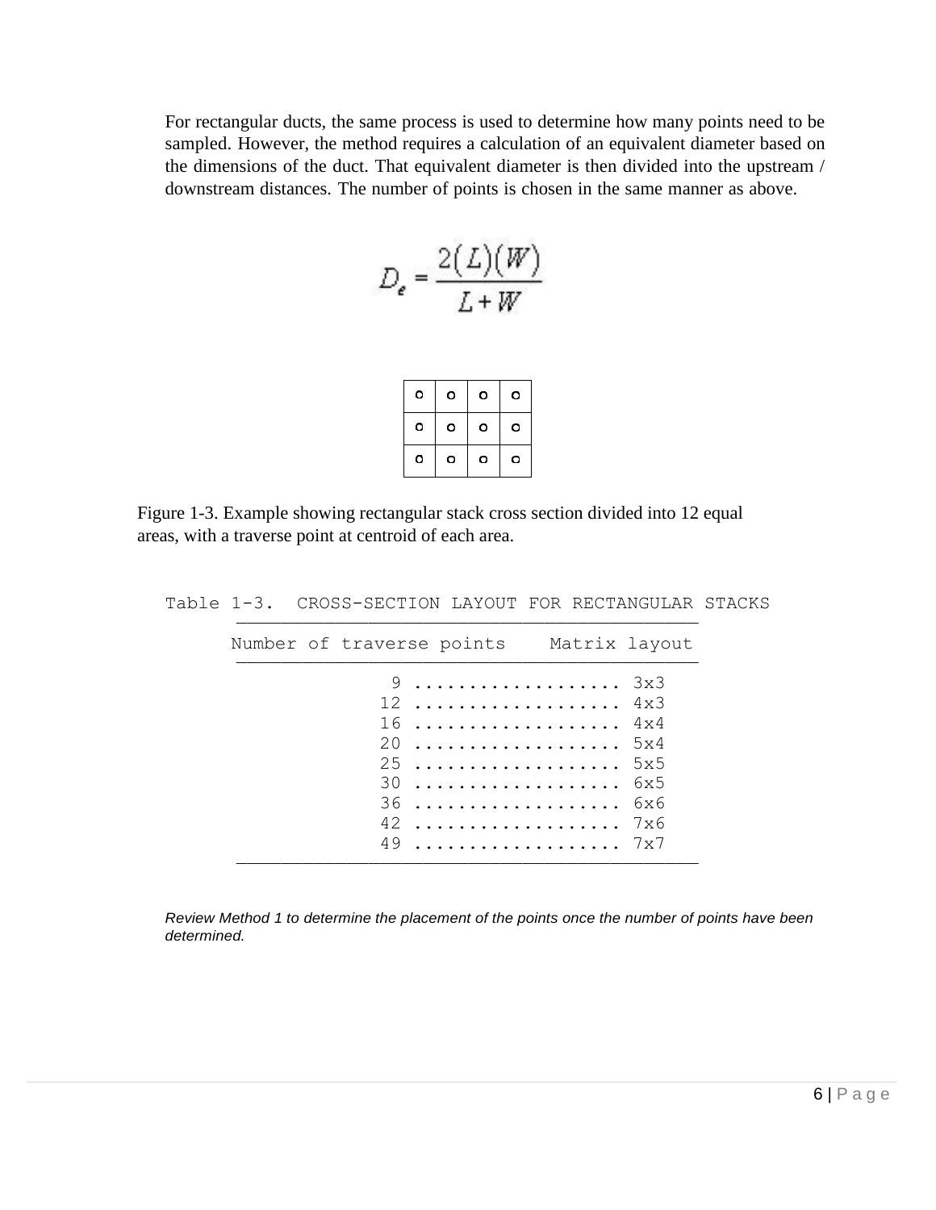For rectangular ducts, the same process is used to determine how many points need to be sampled. However, the method requires a calculation of an equivalent diameter based on the dimensions of the duct. That equivalent diameter is then divided into the upstream / downstream distances. The number of points is chosen in the same manner as above.

$$D_e = \frac{2(L)(W)}{L + W}$$

| o | o | o | o |
|---|---|---|---|
| o | o | o | o |
| o | o | o | o |

Figure 1-3. Example showing rectangular stack cross section divided into 12 equal areas, with a traverse point at centroid of each area.

Table 1-3. CROSS-SECTION LAYOUT FOR RECTANGULAR STACKS

| Number of traverse points | Matrix layout |
|---|---|
| 9 | 3x3 |
| 12 | 4x3 |
| 16 | 4x4 |
| 20 | 5x4 |
| 25 | 5x5 |
| 30 | 6x5 |
| 36 | 6x6 |
| 42 | 7x6 |
| 49 | 7x7 |

*Review Method 1 to determine the placement of the points once the number of points have been determined.*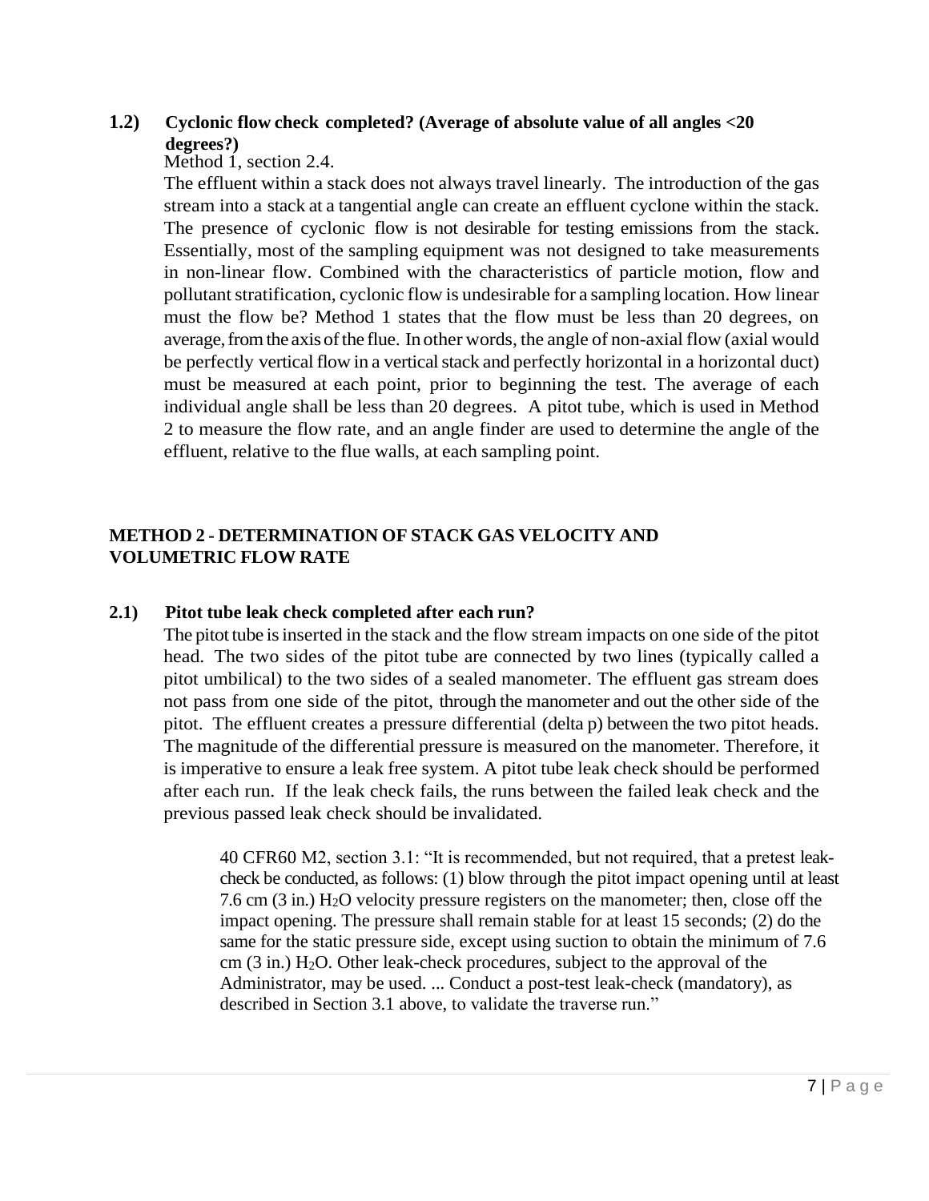### 1.2) Cyclonic flow check completed? (Average of absolute value of all angles <20 degrees?)

Method 1, section 2.4.

The effluent within a stack does not always travel linearly. The introduction of the gas stream into a stack at a tangential angle can create an effluent cyclone within the stack. The presence of cyclonic flow is not desirable for testing emissions from the stack. Essentially, most of the sampling equipment was not designed to take measurements in non-linear flow. Combined with the characteristics of particle motion, flow and pollutant stratification, cyclonic flow is undesirable for a sampling location. How linear must the flow be? Method 1 states that the flow must be less than 20 degrees, on average, from the axis of the flue. In other words, the angle of non-axial flow (axial would be perfectly vertical flow in a vertical stack and perfectly horizontal in a horizontal duct) must be measured at each point, prior to beginning the test. The average of each individual angle shall be less than 20 degrees. A pitot tube, which is used in Method 2 to measure the flow rate, and an angle finder are used to determine the angle of the effluent, relative to the flue walls, at each sampling point.

## METHOD 2 - DETERMINATION OF STACK GAS VELOCITY AND VOLUMETRIC FLOW RATE

### 2.1) Pitot tube leak check completed after each run?

The pitot tube is inserted in the stack and the flow stream impacts on one side of the pitot head. The two sides of the pitot tube are connected by two lines (typically called a pitot umbilical) to the two sides of a sealed manometer. The effluent gas stream does not pass from one side of the pitot, through the manometer and out the other side of the pitot. The effluent creates a pressure differential (delta p) between the two pitot heads. The magnitude of the differential pressure is measured on the manometer. Therefore, it is imperative to ensure a leak free system. A pitot tube leak check should be performed after each run. If the leak check fails, the runs between the failed leak check and the previous passed leak check should be invalidated.

> 40 CFR60 M2, section 3.1: "It is recommended, but not required, that a pretest leak-check be conducted, as follows: (1) blow through the pitot impact opening until at least 7.6 cm (3 in.) $H_2O$ velocity pressure registers on the manometer; then, close off the impact opening. The pressure shall remain stable for at least 15 seconds; (2) do the same for the static pressure side, except using suction to obtain the minimum of 7.6 cm (3 in.) $H_2O$. Other leak-check procedures, subject to the approval of the Administrator, may be used. ... Conduct a post-test leak-check (mandatory), as described in Section 3.1 above, to validate the traverse run."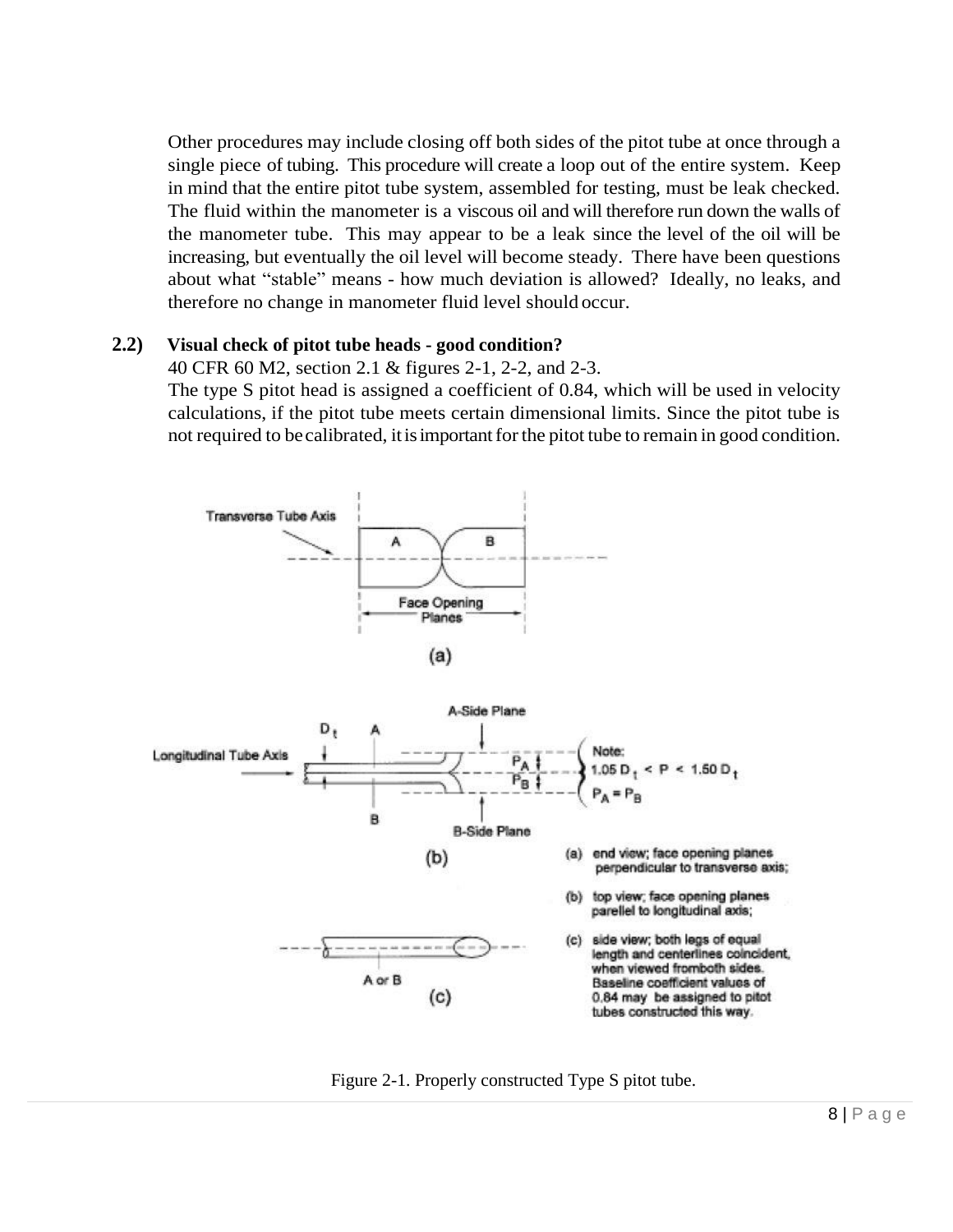Other procedures may include closing off both sides of the pitot tube at once through a single piece of tubing. This procedure will create a loop out of the entire system. Keep in mind that the entire pitot tube system, assembled for testing, must be leak checked. The fluid within the manometer is a viscous oil and will therefore run down the walls of the manometer tube. This may appear to be a leak since the level of the oil will be increasing, but eventually the oil level will become steady. There have been questions about what "stable" means - how much deviation is allowed? Ideally, no leaks, and therefore no change in manometer fluid level should occur.

**2.2) Visual check of pitot tube heads - good condition?**

40 CFR 60 M2, section 2.1 & figures 2-1, 2-2, and 2-3.

The type S pitot head is assigned a coefficient of 0.84, which will be used in velocity calculations, if the pitot tube meets certain dimensional limits. Since the pitot tube is not required to be calibrated, it is important for the pitot tube to remain in good condition.

Transverse Tube Axis

A B

Face Opening Planes

(a)

A-Side Plane

$D_t$ A

Longitudinal Tube Axis

$P_A$

$P_B$

B

B-Side Plane

(b)

Note:
$1.05\ D_t < P < 1.50\ D_t$
$P_A = P_B$

A or B

(c)

(a) end view; face opening planes perpendicular to transverse axis;

(b) top view; face opening planes parellel to longitudinal axis;

(c) side view; both legs of equal length and centerlines coincident, when viewed fromboth sides. Baseline coefficient values of 0.84 may be assigned to pitot tubes constructed this way.

Figure 2-1. Properly constructed Type S pitot tube.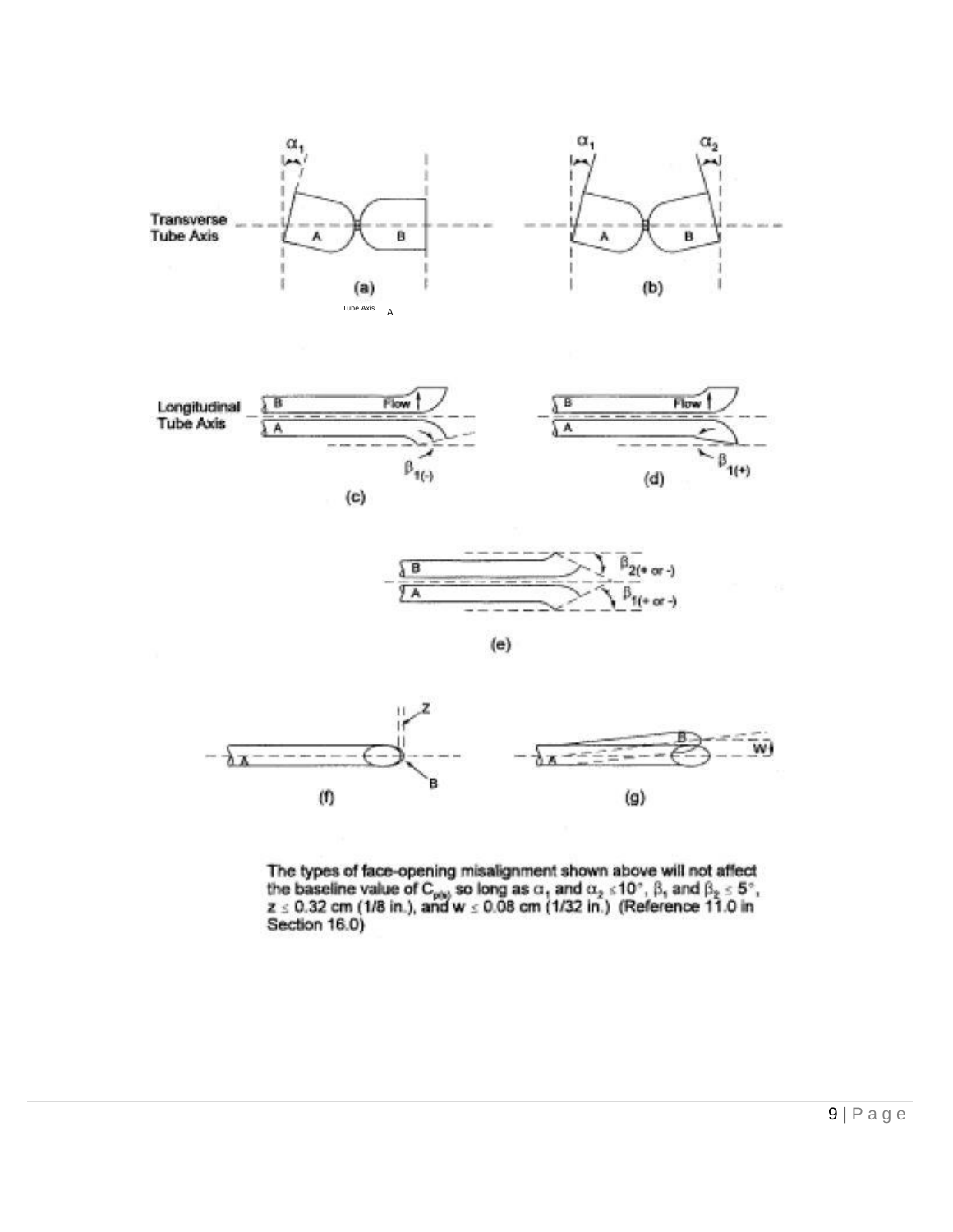The types of face-opening misalignment shown above will not affect the baseline value of $C_{p(s)}$ so long as $\alpha_1$ and $\alpha_2 \leq 10°$, $\beta_1$ and $\beta_2 \leq 5°$, $z \leq 0.32$ cm (1/8 in.), and $w \leq 0.08$ cm (1/32 in.) (Reference 11.0 in Section 16.0)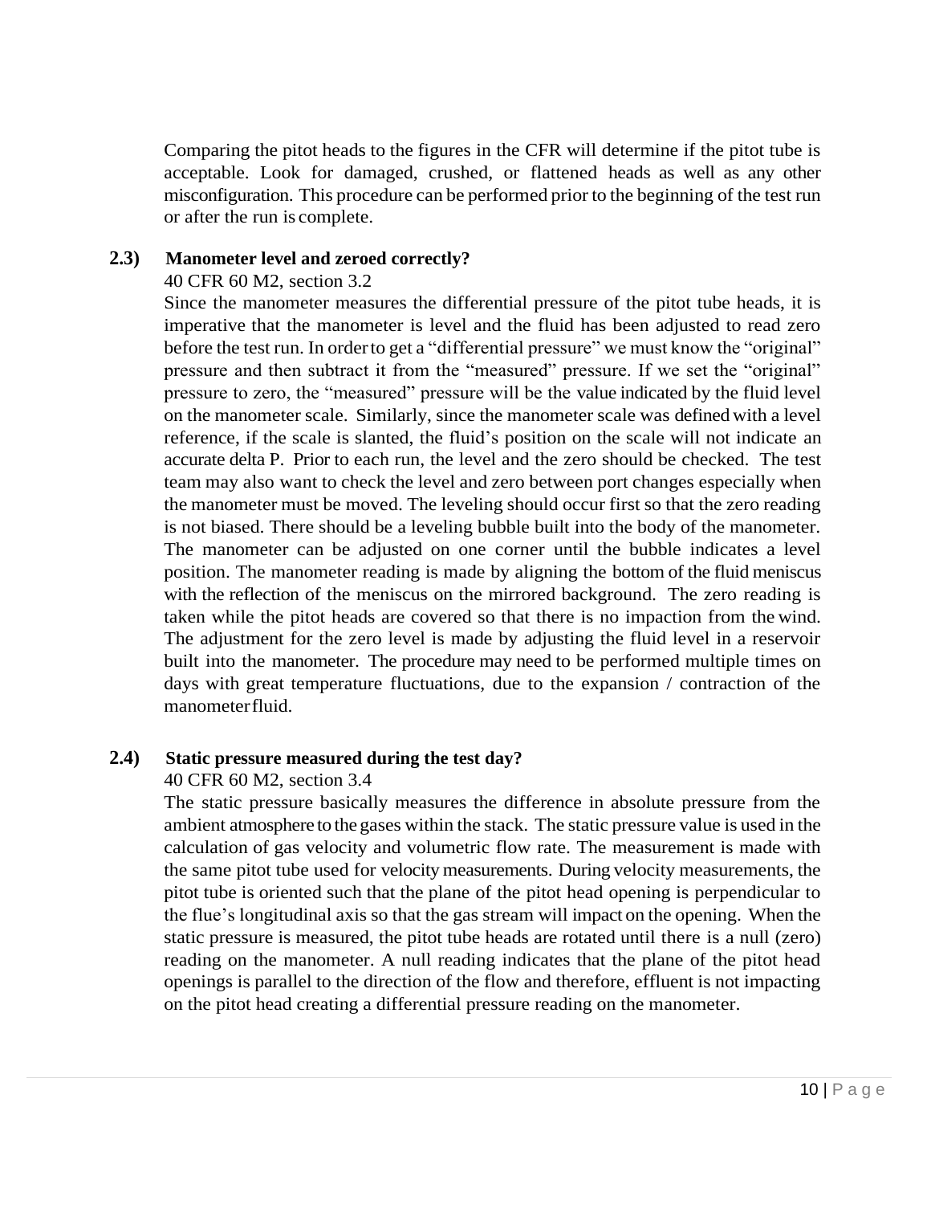Comparing the pitot heads to the figures in the CFR will determine if the pitot tube is acceptable. Look for damaged, crushed, or flattened heads as well as any other misconfiguration. This procedure can be performed prior to the beginning of the test run or after the run is complete.

### 2.3) Manometer level and zeroed correctly?

40 CFR 60 M2, section 3.2

Since the manometer measures the differential pressure of the pitot tube heads, it is imperative that the manometer is level and the fluid has been adjusted to read zero before the test run. In order to get a "differential pressure" we must know the "original" pressure and then subtract it from the "measured" pressure. If we set the "original" pressure to zero, the "measured" pressure will be the value indicated by the fluid level on the manometer scale. Similarly, since the manometer scale was defined with a level reference, if the scale is slanted, the fluid's position on the scale will not indicate an accurate delta P. Prior to each run, the level and the zero should be checked. The test team may also want to check the level and zero between port changes especially when the manometer must be moved. The leveling should occur first so that the zero reading is not biased. There should be a leveling bubble built into the body of the manometer. The manometer can be adjusted on one corner until the bubble indicates a level position. The manometer reading is made by aligning the bottom of the fluid meniscus with the reflection of the meniscus on the mirrored background. The zero reading is taken while the pitot heads are covered so that there is no impaction from the wind. The adjustment for the zero level is made by adjusting the fluid level in a reservoir built into the manometer. The procedure may need to be performed multiple times on days with great temperature fluctuations, due to the expansion / contraction of the manometer fluid.

### 2.4) Static pressure measured during the test day?

40 CFR 60 M2, section 3.4

The static pressure basically measures the difference in absolute pressure from the ambient atmosphere to the gases within the stack. The static pressure value is used in the calculation of gas velocity and volumetric flow rate. The measurement is made with the same pitot tube used for velocity measurements. During velocity measurements, the pitot tube is oriented such that the plane of the pitot head opening is perpendicular to the flue's longitudinal axis so that the gas stream will impact on the opening. When the static pressure is measured, the pitot tube heads are rotated until there is a null (zero) reading on the manometer. A null reading indicates that the plane of the pitot head openings is parallel to the direction of the flow and therefore, effluent is not impacting on the pitot head creating a differential pressure reading on the manometer.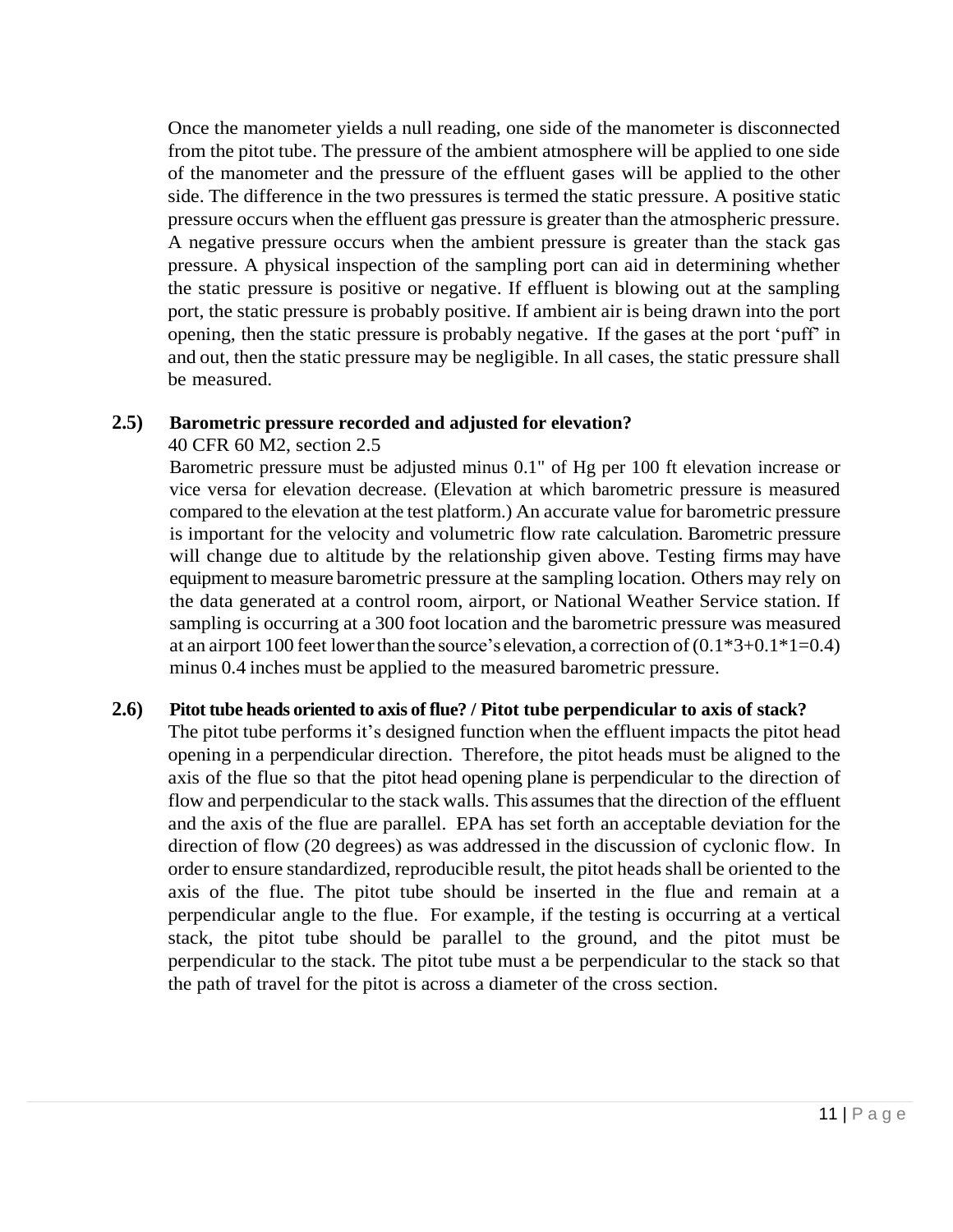Once the manometer yields a null reading, one side of the manometer is disconnected from the pitot tube. The pressure of the ambient atmosphere will be applied to one side of the manometer and the pressure of the effluent gases will be applied to the other side. The difference in the two pressures is termed the static pressure. A positive static pressure occurs when the effluent gas pressure is greater than the atmospheric pressure. A negative pressure occurs when the ambient pressure is greater than the stack gas pressure. A physical inspection of the sampling port can aid in determining whether the static pressure is positive or negative. If effluent is blowing out at the sampling port, the static pressure is probably positive. If ambient air is being drawn into the port opening, then the static pressure is probably negative. If the gases at the port 'puff' in and out, then the static pressure may be negligible. In all cases, the static pressure shall be measured.

**2.5) Barometric pressure recorded and adjusted for elevation?**

40 CFR 60 M2, section 2.5

Barometric pressure must be adjusted minus 0.1" of Hg per 100 ft elevation increase or vice versa for elevation decrease. (Elevation at which barometric pressure is measured compared to the elevation at the test platform.) An accurate value for barometric pressure is important for the velocity and volumetric flow rate calculation. Barometric pressure will change due to altitude by the relationship given above. Testing firms may have equipment to measure barometric pressure at the sampling location. Others may rely on the data generated at a control room, airport, or National Weather Service station. If sampling is occurring at a 300 foot location and the barometric pressure was measured at an airport 100 feet lower than the source's elevation, a correction of (0.1*3+0.1*1=0.4) minus 0.4 inches must be applied to the measured barometric pressure.

**2.6) Pitot tube heads oriented to axis of flue? / Pitot tube perpendicular to axis of stack?**

The pitot tube performs it's designed function when the effluent impacts the pitot head opening in a perpendicular direction. Therefore, the pitot heads must be aligned to the axis of the flue so that the pitot head opening plane is perpendicular to the direction of flow and perpendicular to the stack walls. This assumes that the direction of the effluent and the axis of the flue are parallel. EPA has set forth an acceptable deviation for the direction of flow (20 degrees) as was addressed in the discussion of cyclonic flow. In order to ensure standardized, reproducible result, the pitot heads shall be oriented to the axis of the flue. The pitot tube should be inserted in the flue and remain at a perpendicular angle to the flue. For example, if the testing is occurring at a vertical stack, the pitot tube should be parallel to the ground, and the pitot must be perpendicular to the stack. The pitot tube must a be perpendicular to the stack so that the path of travel for the pitot is across a diameter of the cross section.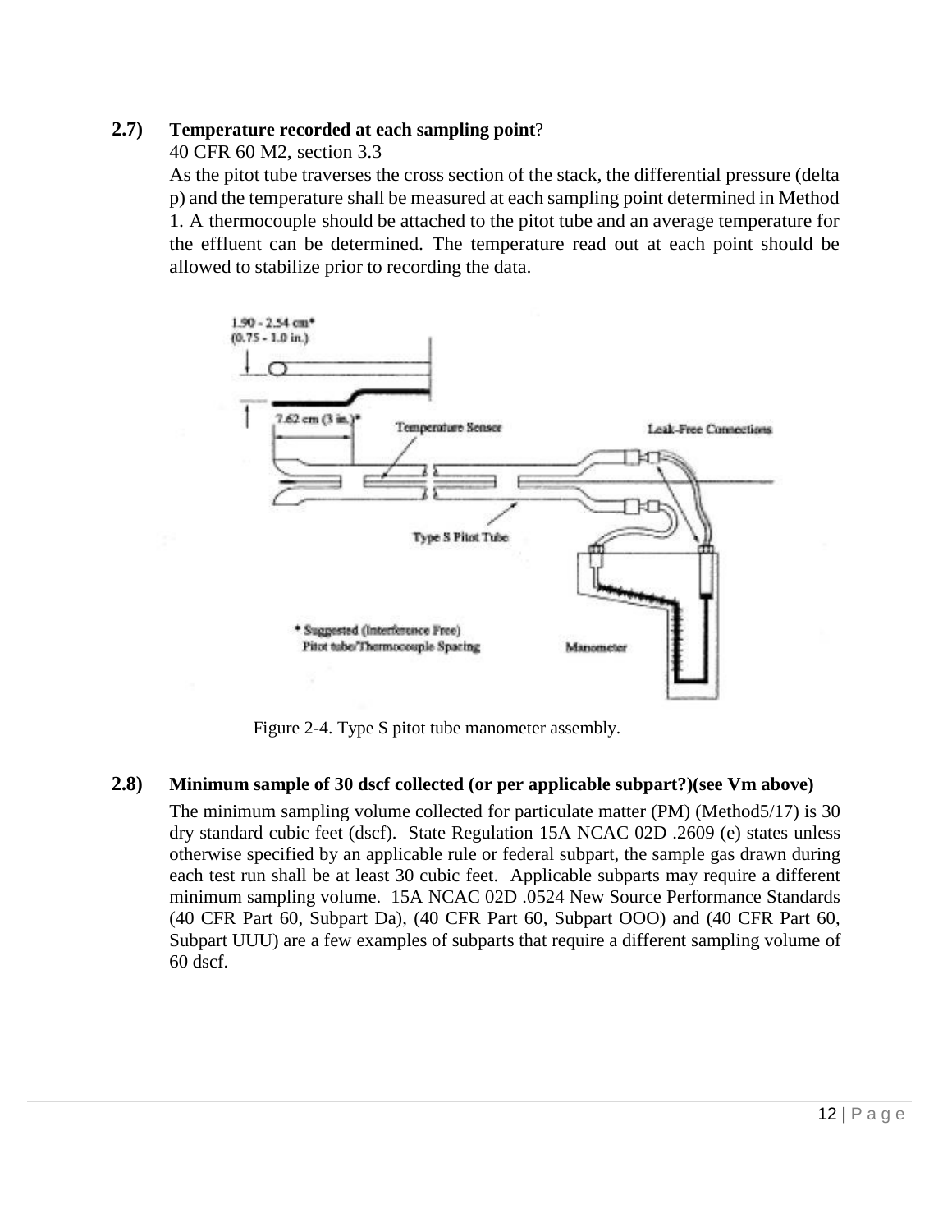**2.7) Temperature recorded at each sampling point?**

40 CFR 60 M2, section 3.3

As the pitot tube traverses the cross section of the stack, the differential pressure (delta p) and the temperature shall be measured at each sampling point determined in Method 1. A thermocouple should be attached to the pitot tube and an average temperature for the effluent can be determined. The temperature read out at each point should be allowed to stabilize prior to recording the data.

Figure 2-4. Type S pitot tube manometer assembly.

**2.8) Minimum sample of 30 dscf collected (or per applicable subpart?)(see Vm above)**

The minimum sampling volume collected for particulate matter (PM) (Method5/17) is 30 dry standard cubic feet (dscf). State Regulation 15A NCAC 02D .2609 (e) states unless otherwise specified by an applicable rule or federal subpart, the sample gas drawn during each test run shall be at least 30 cubic feet. Applicable subparts may require a different minimum sampling volume. 15A NCAC 02D .0524 New Source Performance Standards (40 CFR Part 60, Subpart Da), (40 CFR Part 60, Subpart OOO) and (40 CFR Part 60, Subpart UUU) are a few examples of subparts that require a different sampling volume of 60 dscf.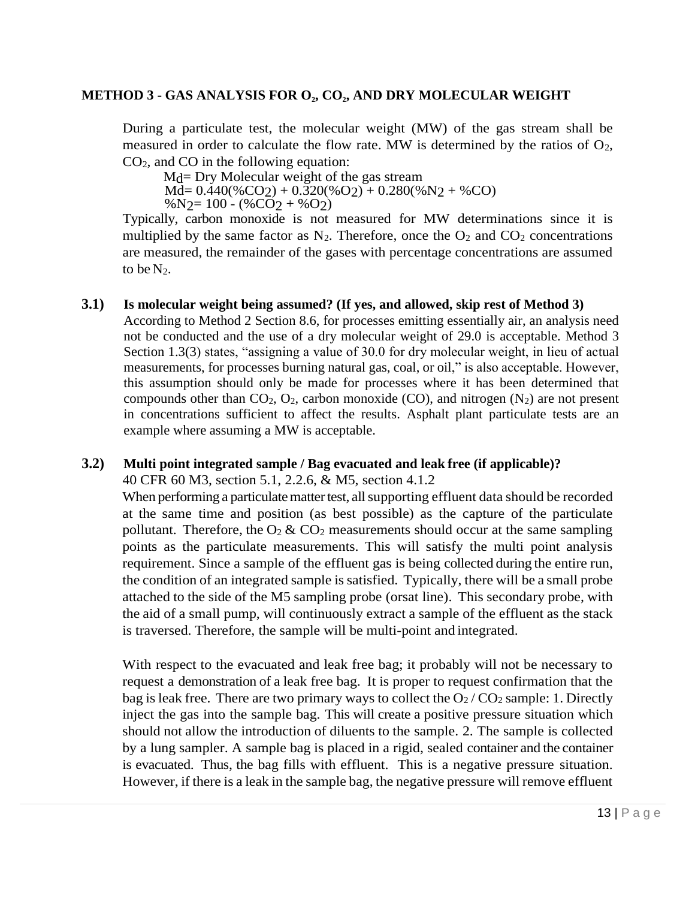## METHOD 3 - GAS ANALYSIS FOR $O_2$, $CO_2$, AND DRY MOLECULAR WEIGHT

During a particulate test, the molecular weight (MW) of the gas stream shall be measured in order to calculate the flow rate. MW is determined by the ratios of $O_2$, $CO_2$, and CO in the following equation:

$M_d$= Dry Molecular weight of the gas stream

$$M_d = 0.440(\%CO_2) + 0.320(\%O_2) + 0.280(\%N_2 + \%CO)$$

$$\%N_2 = 100 - (\%CO_2 + \%O_2)$$

Typically, carbon monoxide is not measured for MW determinations since it is multiplied by the same factor as $N_2$. Therefore, once the $O_2$ and $CO_2$ concentrations are measured, the remainder of the gases with percentage concentrations are assumed to be $N_2$.

**3.1) Is molecular weight being assumed? (If yes, and allowed, skip rest of Method 3)**

According to Method 2 Section 8.6, for processes emitting essentially air, an analysis need not be conducted and the use of a dry molecular weight of 29.0 is acceptable. Method 3 Section 1.3(3) states, "assigning a value of 30.0 for dry molecular weight, in lieu of actual measurements, for processes burning natural gas, coal, or oil," is also acceptable. However, this assumption should only be made for processes where it has been determined that compounds other than $CO_2$, $O_2$, carbon monoxide (CO), and nitrogen ($N_2$) are not present in concentrations sufficient to affect the results. Asphalt plant particulate tests are an example where assuming a MW is acceptable.

**3.2) Multi point integrated sample / Bag evacuated and leak free (if applicable)?**

40 CFR 60 M3, section 5.1, 2.2.6, & M5, section 4.1.2

When performing a particulate matter test, all supporting effluent data should be recorded at the same time and position (as best possible) as the capture of the particulate pollutant. Therefore, the $O_2$ & $CO_2$ measurements should occur at the same sampling points as the particulate measurements. This will satisfy the multi point analysis requirement. Since a sample of the effluent gas is being collected during the entire run, the condition of an integrated sample is satisfied. Typically, there will be a small probe attached to the side of the M5 sampling probe (orsat line). This secondary probe, with the aid of a small pump, will continuously extract a sample of the effluent as the stack is traversed. Therefore, the sample will be multi-point and integrated.

With respect to the evacuated and leak free bag; it probably will not be necessary to request a demonstration of a leak free bag. It is proper to request confirmation that the bag is leak free. There are two primary ways to collect the $O_2$ / $CO_2$ sample: 1. Directly inject the gas into the sample bag. This will create a positive pressure situation which should not allow the introduction of diluents to the sample. 2. The sample is collected by a lung sampler. A sample bag is placed in a rigid, sealed container and the container is evacuated. Thus, the bag fills with effluent. This is a negative pressure situation. However, if there is a leak in the sample bag, the negative pressure will remove effluent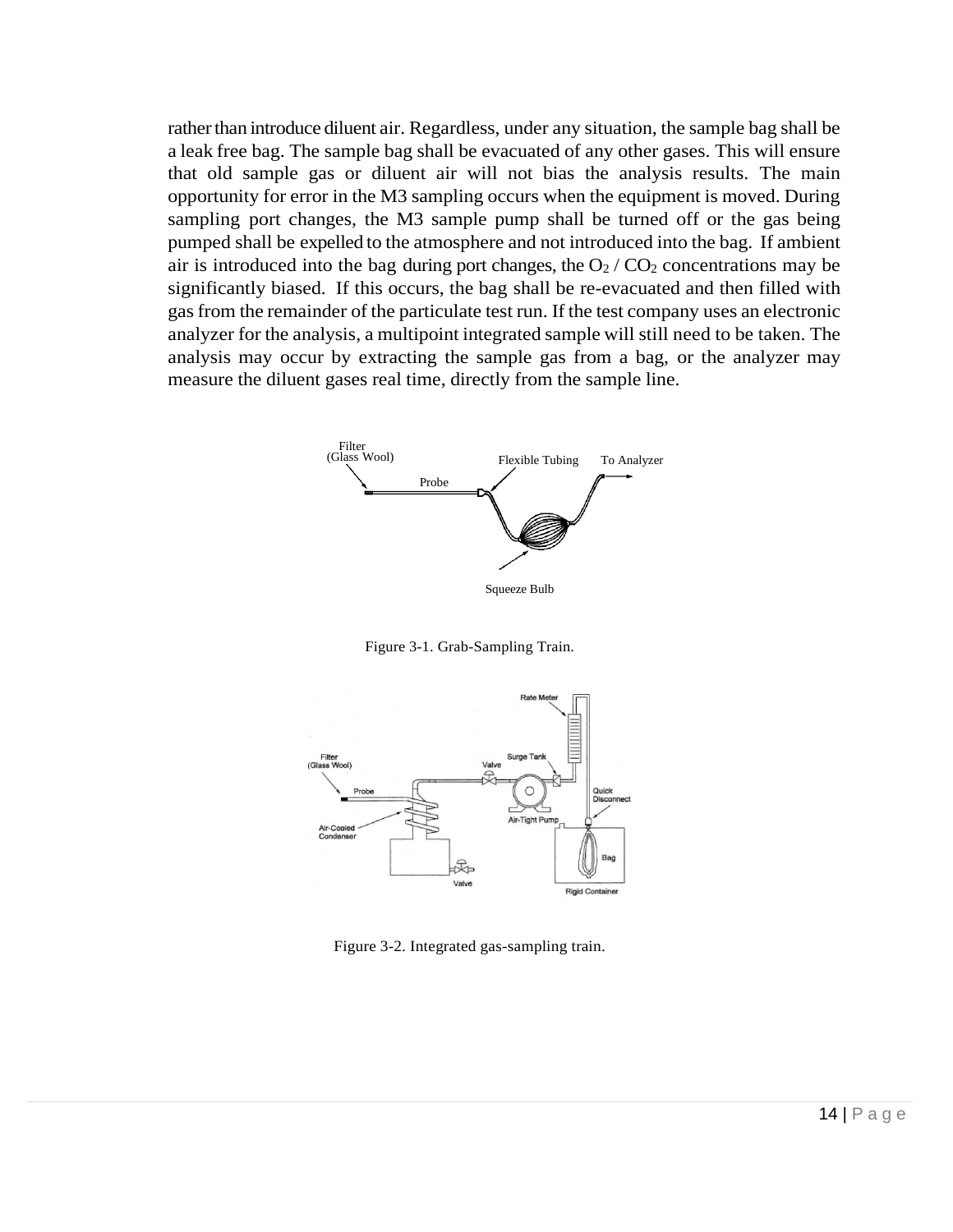rather than introduce diluent air. Regardless, under any situation, the sample bag shall be a leak free bag. The sample bag shall be evacuated of any other gases. This will ensure that old sample gas or diluent air will not bias the analysis results. The main opportunity for error in the M3 sampling occurs when the equipment is moved. During sampling port changes, the M3 sample pump shall be turned off or the gas being pumped shall be expelled to the atmosphere and not introduced into the bag. If ambient air is introduced into the bag during port changes, the $O_2$ / $CO_2$ concentrations may be significantly biased. If this occurs, the bag shall be re-evacuated and then filled with gas from the remainder of the particulate test run. If the test company uses an electronic analyzer for the analysis, a multipoint integrated sample will still need to be taken. The analysis may occur by extracting the sample gas from a bag, or the analyzer may measure the diluent gases real time, directly from the sample line.

Figure 3-1. Grab-Sampling Train.

Figure 3-2. Integrated gas-sampling train.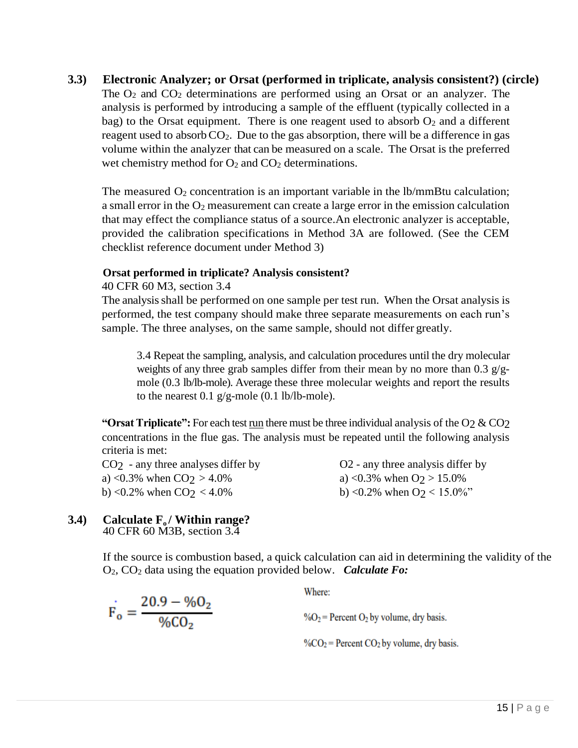### 3.3) Electronic Analyzer; or Orsat (performed in triplicate, analysis consistent?) (circle)

The $O_2$ and $CO_2$ determinations are performed using an Orsat or an analyzer. The analysis is performed by introducing a sample of the effluent (typically collected in a bag) to the Orsat equipment. There is one reagent used to absorb $O_2$ and a different reagent used to absorb $CO_2$. Due to the gas absorption, there will be a difference in gas volume within the analyzer that can be measured on a scale. The Orsat is the preferred wet chemistry method for $O_2$ and $CO_2$ determinations.

The measured $O_2$ concentration is an important variable in the lb/mmBtu calculation; a small error in the $O_2$ measurement can create a large error in the emission calculation that may effect the compliance status of a source.An electronic analyzer is acceptable, provided the calibration specifications in Method 3A are followed. (See the CEM checklist reference document under Method 3)

**Orsat performed in triplicate? Analysis consistent?**

40 CFR 60 M3, section 3.4

The analysis shall be performed on one sample per test run. When the Orsat analysis is performed, the test company should make three separate measurements on each run's sample. The three analyses, on the same sample, should not differ greatly.

> 3.4 Repeat the sampling, analysis, and calculation procedures until the dry molecular weights of any three grab samples differ from their mean by no more than 0.3 g/g-mole (0.3 lb/lb-mole). Average these three molecular weights and report the results to the nearest 0.1 g/g-mole (0.1 lb/lb-mole).

**"Orsat Triplicate":** For each test run there must be three individual analysis of the $O_2$ & $CO_2$ concentrations in the flue gas. The analysis must be repeated until the following analysis criteria is met:

$CO_2$ - any three analyses differ by
a) <0.3% when $CO_2$ > 4.0%
b) <0.2% when $CO_2$ < 4.0%

O2 - any three analysis differ by
a) <0.3% when $O_2$ > 15.0%
b) <0.2% when $O_2$ < 15.0%"

### 3.4) Calculate $F_o$ / Within range?

40 CFR 60 M3B, section 3.4

If the source is combustion based, a quick calculation can aid in determining the validity of the $O_2$, $CO_2$ data using the equation provided below. ***Calculate Fo:***

$$\dot{F}_o = \frac{20.9 - \%O_2}{\%CO_2}$$

Where:

$\%O_2$ = Percent $O_2$ by volume, dry basis.

$\%CO_2$ = Percent $CO_2$ by volume, dry basis.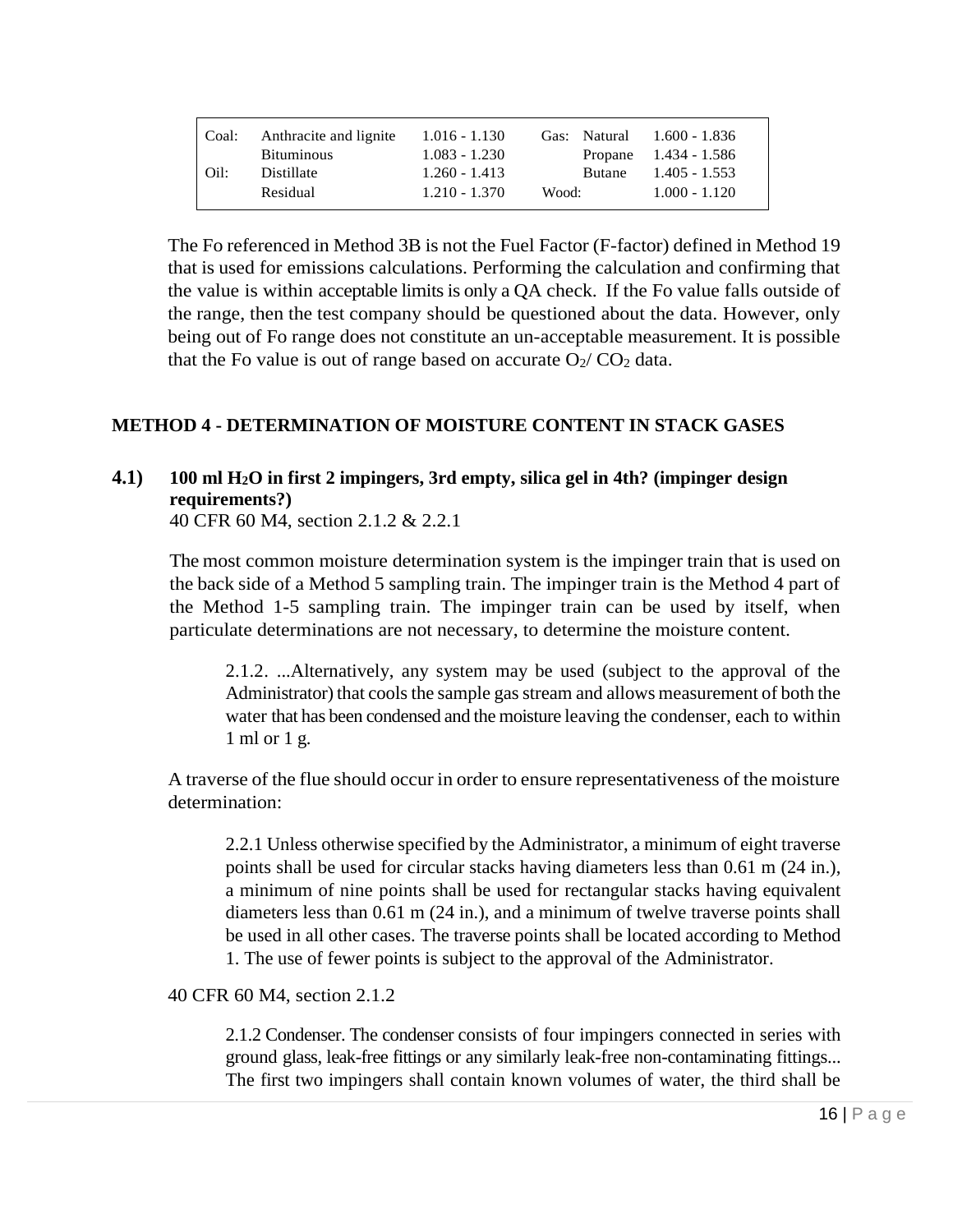| Coal: | Anthracite and lignite | 1.016 - 1.130 | Gas: | Natural | 1.600 - 1.836 |
|---|---|---|---|---|---|
| | Bituminous | 1.083 - 1.230 | | Propane | 1.434 - 1.586 |
| Oil: | Distillate | 1.260 - 1.413 | | Butane | 1.405 - 1.553 |
| | Residual | 1.210 - 1.370 | Wood: | | 1.000 - 1.120 |

The Fo referenced in Method 3B is not the Fuel Factor (F-factor) defined in Method 19 that is used for emissions calculations. Performing the calculation and confirming that the value is within acceptable limits is only a QA check. If the Fo value falls outside of the range, then the test company should be questioned about the data. However, only being out of Fo range does not constitute an un-acceptable measurement. It is possible that the Fo value is out of range based on accurate $O_2$/ $CO_2$ data.

## METHOD 4 - DETERMINATION OF MOISTURE CONTENT IN STACK GASES

### 4.1) 100 ml $H_2O$ in first 2 impingers, 3rd empty, silica gel in 4th? (impinger design requirements?)

40 CFR 60 M4, section 2.1.2 & 2.2.1

The most common moisture determination system is the impinger train that is used on the back side of a Method 5 sampling train. The impinger train is the Method 4 part of the Method 1-5 sampling train. The impinger train can be used by itself, when particulate determinations are not necessary, to determine the moisture content.

> 2.1.2. ...Alternatively, any system may be used (subject to the approval of the Administrator) that cools the sample gas stream and allows measurement of both the water that has been condensed and the moisture leaving the condenser, each to within 1 ml or 1 g.

A traverse of the flue should occur in order to ensure representativeness of the moisture determination:

> 2.2.1 Unless otherwise specified by the Administrator, a minimum of eight traverse points shall be used for circular stacks having diameters less than 0.61 m (24 in.), a minimum of nine points shall be used for rectangular stacks having equivalent diameters less than 0.61 m (24 in.), and a minimum of twelve traverse points shall be used in all other cases. The traverse points shall be located according to Method 1. The use of fewer points is subject to the approval of the Administrator.

40 CFR 60 M4, section 2.1.2

> 2.1.2 Condenser. The condenser consists of four impingers connected in series with ground glass, leak-free fittings or any similarly leak-free non-contaminating fittings... The first two impingers shall contain known volumes of water, the third shall be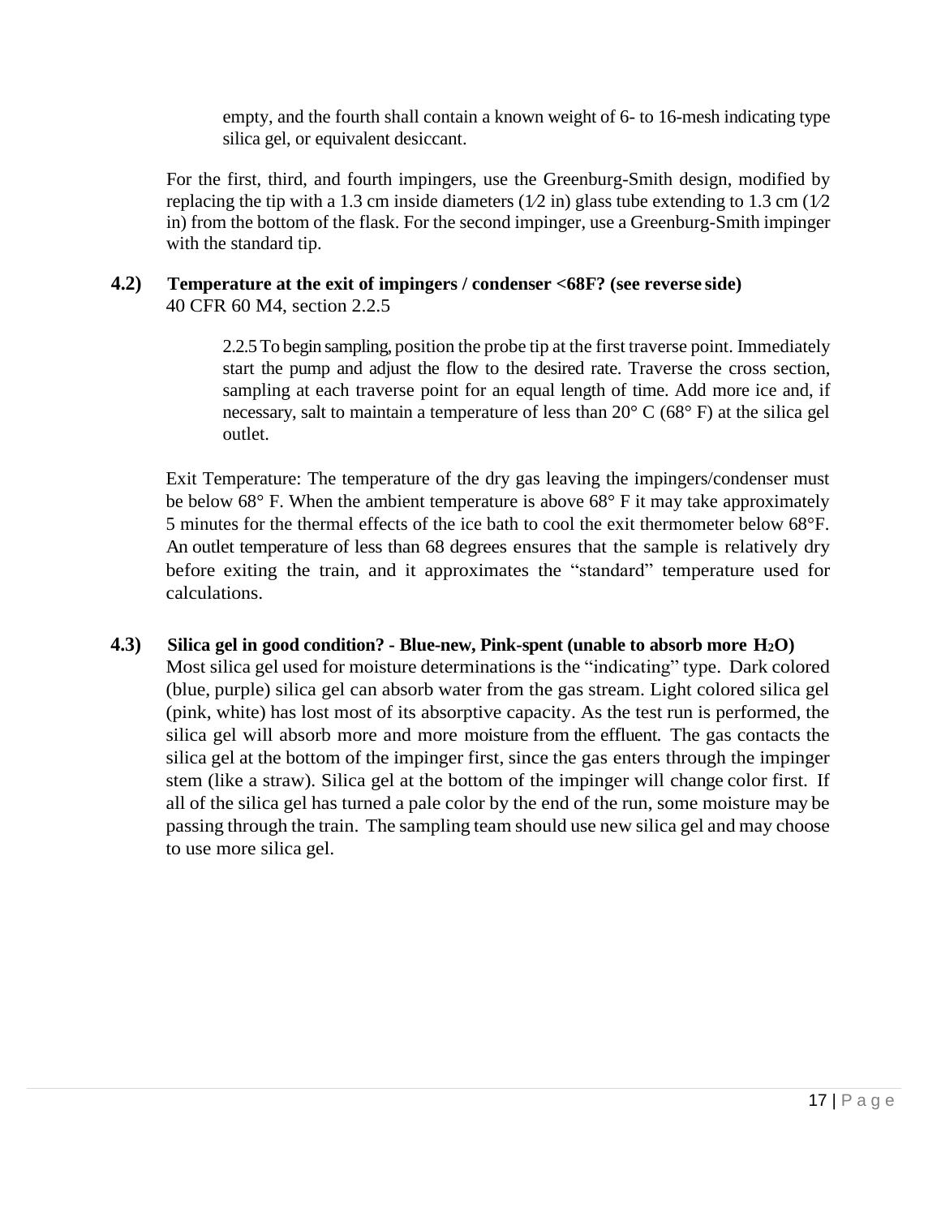empty, and the fourth shall contain a known weight of 6- to 16-mesh indicating type silica gel, or equivalent desiccant.

For the first, third, and fourth impingers, use the Greenburg-Smith design, modified by replacing the tip with a 1.3 cm inside diameters (1⁄2 in) glass tube extending to 1.3 cm (1⁄2 in) from the bottom of the flask. For the second impinger, use a Greenburg-Smith impinger with the standard tip.

### 4.2) Temperature at the exit of impingers / condenser <68F? (see reverse side)

40 CFR 60 M4, section 2.2.5

> 2.2.5 To begin sampling, position the probe tip at the first traverse point. Immediately start the pump and adjust the flow to the desired rate. Traverse the cross section, sampling at each traverse point for an equal length of time. Add more ice and, if necessary, salt to maintain a temperature of less than 20° C (68° F) at the silica gel outlet.

Exit Temperature: The temperature of the dry gas leaving the impingers/condenser must be below 68° F. When the ambient temperature is above 68° F it may take approximately 5 minutes for the thermal effects of the ice bath to cool the exit thermometer below 68°F. An outlet temperature of less than 68 degrees ensures that the sample is relatively dry before exiting the train, and it approximates the "standard" temperature used for calculations.

### 4.3) Silica gel in good condition? - Blue-new, Pink-spent (unable to absorb more $H_2O$)

Most silica gel used for moisture determinations is the "indicating" type. Dark colored (blue, purple) silica gel can absorb water from the gas stream. Light colored silica gel (pink, white) has lost most of its absorptive capacity. As the test run is performed, the silica gel will absorb more and more moisture from the effluent. The gas contacts the silica gel at the bottom of the impinger first, since the gas enters through the impinger stem (like a straw). Silica gel at the bottom of the impinger will change color first. If all of the silica gel has turned a pale color by the end of the run, some moisture may be passing through the train. The sampling team should use new silica gel and may choose to use more silica gel.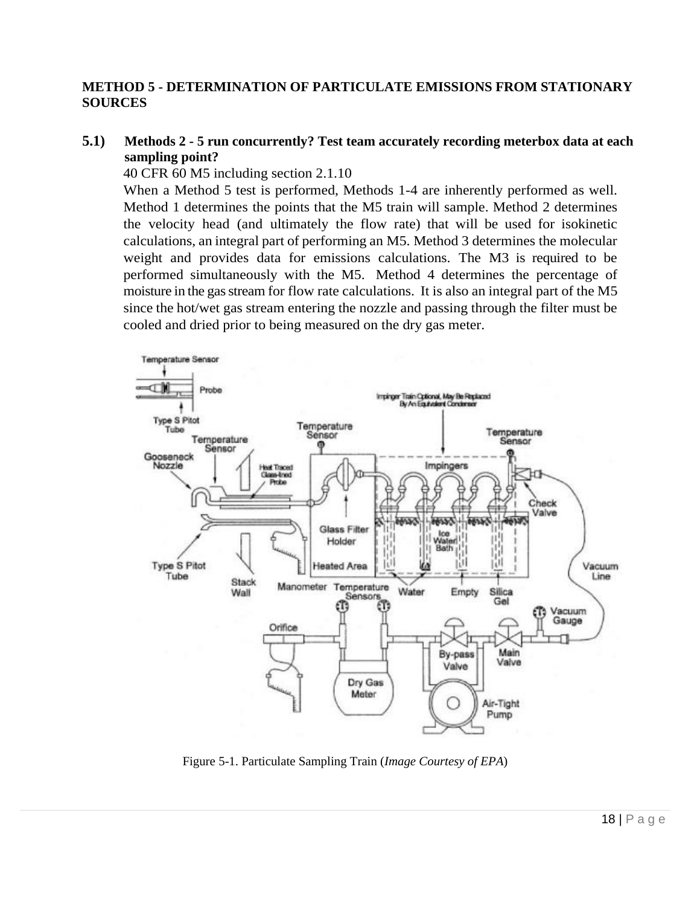**METHOD 5 - DETERMINATION OF PARTICULATE EMISSIONS FROM STATIONARY SOURCES**

**5.1) Methods 2 - 5 run concurrently? Test team accurately recording meterbox data at each sampling point?**

40 CFR 60 M5 including section 2.1.10

When a Method 5 test is performed, Methods 1-4 are inherently performed as well. Method 1 determines the points that the M5 train will sample. Method 2 determines the velocity head (and ultimately the flow rate) that will be used for isokinetic calculations, an integral part of performing an M5. Method 3 determines the molecular weight and provides data for emissions calculations. The M3 is required to be performed simultaneously with the M5. Method 4 determines the percentage of moisture in the gas stream for flow rate calculations. It is also an integral part of the M5 since the hot/wet gas stream entering the nozzle and passing through the filter must be cooled and dried prior to being measured on the dry gas meter.

Figure 5-1. Particulate Sampling Train (*Image Courtesy of EPA*)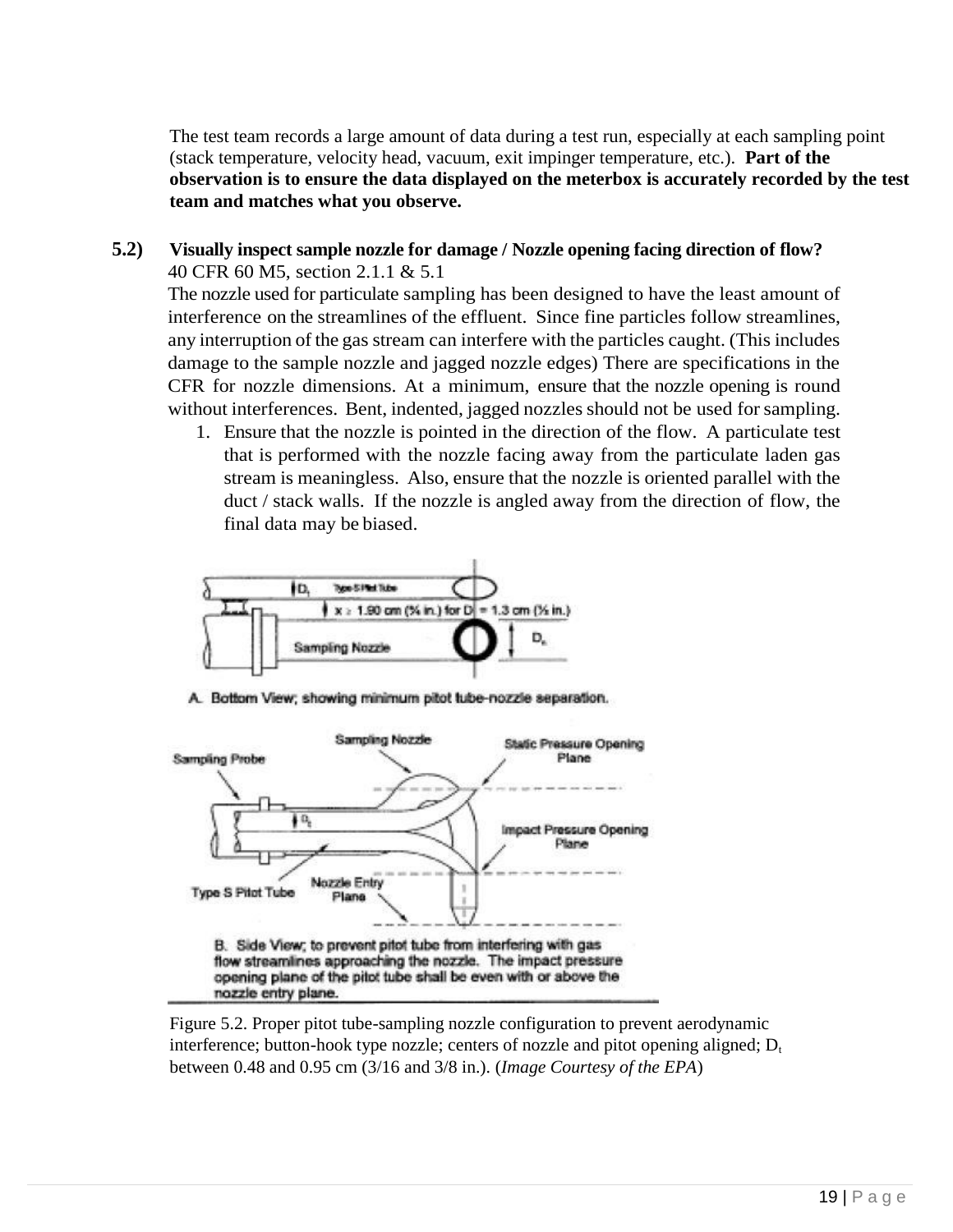The test team records a large amount of data during a test run, especially at each sampling point (stack temperature, velocity head, vacuum, exit impinger temperature, etc.). **Part of the observation is to ensure the data displayed on the meterbox is accurately recorded by the test team and matches what you observe.**

**5.2) Visually inspect sample nozzle for damage / Nozzle opening facing direction of flow?**
40 CFR 60 M5, section 2.1.1 & 5.1

The nozzle used for particulate sampling has been designed to have the least amount of interference on the streamlines of the effluent. Since fine particles follow streamlines, any interruption of the gas stream can interfere with the particles caught. (This includes damage to the sample nozzle and jagged nozzle edges) There are specifications in the CFR for nozzle dimensions. At a minimum, ensure that the nozzle opening is round without interferences. Bent, indented, jagged nozzles should not be used for sampling.

1. Ensure that the nozzle is pointed in the direction of the flow. A particulate test that is performed with the nozzle facing away from the particulate laden gas stream is meaningless. Also, ensure that the nozzle is oriented parallel with the duct / stack walls. If the nozzle is angled away from the direction of flow, the final data may be biased.

A. Bottom View; showing minimum pitot tube-nozzle separation.

B. Side View; to prevent pitot tube from interfering with gas flow streamlines approaching the nozzle. The impact pressure opening plane of the pitot tube shall be even with or above the nozzle entry plane.

Figure 5.2. Proper pitot tube-sampling nozzle configuration to prevent aerodynamic interference; button-hook type nozzle; centers of nozzle and pitot opening aligned; $D_t$ between 0.48 and 0.95 cm (3/16 and 3/8 in.). (*Image Courtesy of the EPA*)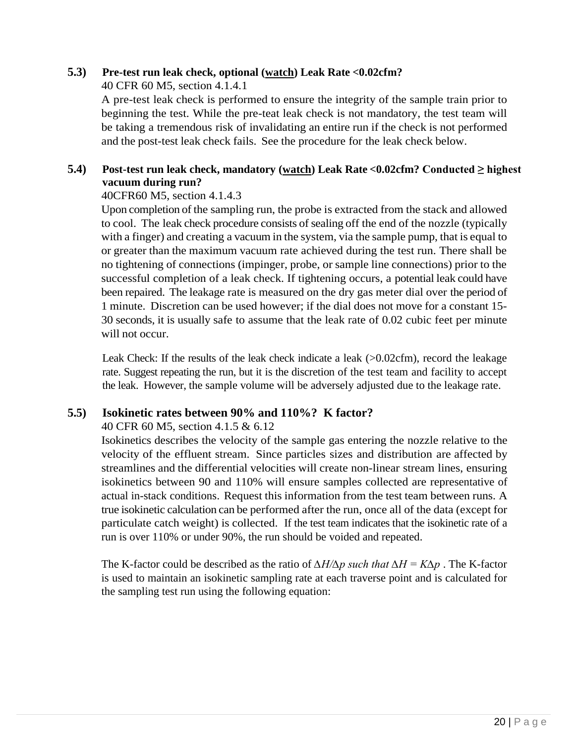**5.3) Pre-test run leak check, optional (<u>watch</u>) Leak Rate <0.02cfm?**

40 CFR 60 M5, section 4.1.4.1

A pre-test leak check is performed to ensure the integrity of the sample train prior to beginning the test. While the pre-teat leak check is not mandatory, the test team will be taking a tremendous risk of invalidating an entire run if the check is not performed and the post-test leak check fails. See the procedure for the leak check below.

**5.4) Post-test run leak check, mandatory (<u>watch</u>) Leak Rate <0.02cfm? Conducted ≥ highest vacuum during run?**

40CFR60 M5, section 4.1.4.3

Upon completion of the sampling run, the probe is extracted from the stack and allowed to cool. The leak check procedure consists of sealing off the end of the nozzle (typically with a finger) and creating a vacuum in the system, via the sample pump, that is equal to or greater than the maximum vacuum rate achieved during the test run. There shall be no tightening of connections (impinger, probe, or sample line connections) prior to the successful completion of a leak check. If tightening occurs, a potential leak could have been repaired. The leakage rate is measured on the dry gas meter dial over the period of 1 minute. Discretion can be used however; if the dial does not move for a constant 15-30 seconds, it is usually safe to assume that the leak rate of 0.02 cubic feet per minute will not occur.

Leak Check: If the results of the leak check indicate a leak (>0.02cfm), record the leakage rate. Suggest repeating the run, but it is the discretion of the test team and facility to accept the leak. However, the sample volume will be adversely adjusted due to the leakage rate.

**5.5) Isokinetic rates between 90% and 110%? K factor?**

40 CFR 60 M5, section 4.1.5 & 6.12

Isokinetics describes the velocity of the sample gas entering the nozzle relative to the velocity of the effluent stream. Since particles sizes and distribution are affected by streamlines and the differential velocities will create non-linear stream lines, ensuring isokinetics between 90 and 110% will ensure samples collected are representative of actual in-stack conditions. Request this information from the test team between runs. A true isokinetic calculation can be performed after the run, once all of the data (except for particulate catch weight) is collected. If the test team indicates that the isokinetic rate of a run is over 110% or under 90%, the run should be voided and repeated.

The K-factor could be described as the ratio of $\Delta H/\Delta p$ *such that* $\Delta H = K\Delta p$. The K-factor is used to maintain an isokinetic sampling rate at each traverse point and is calculated for the sampling test run using the following equation: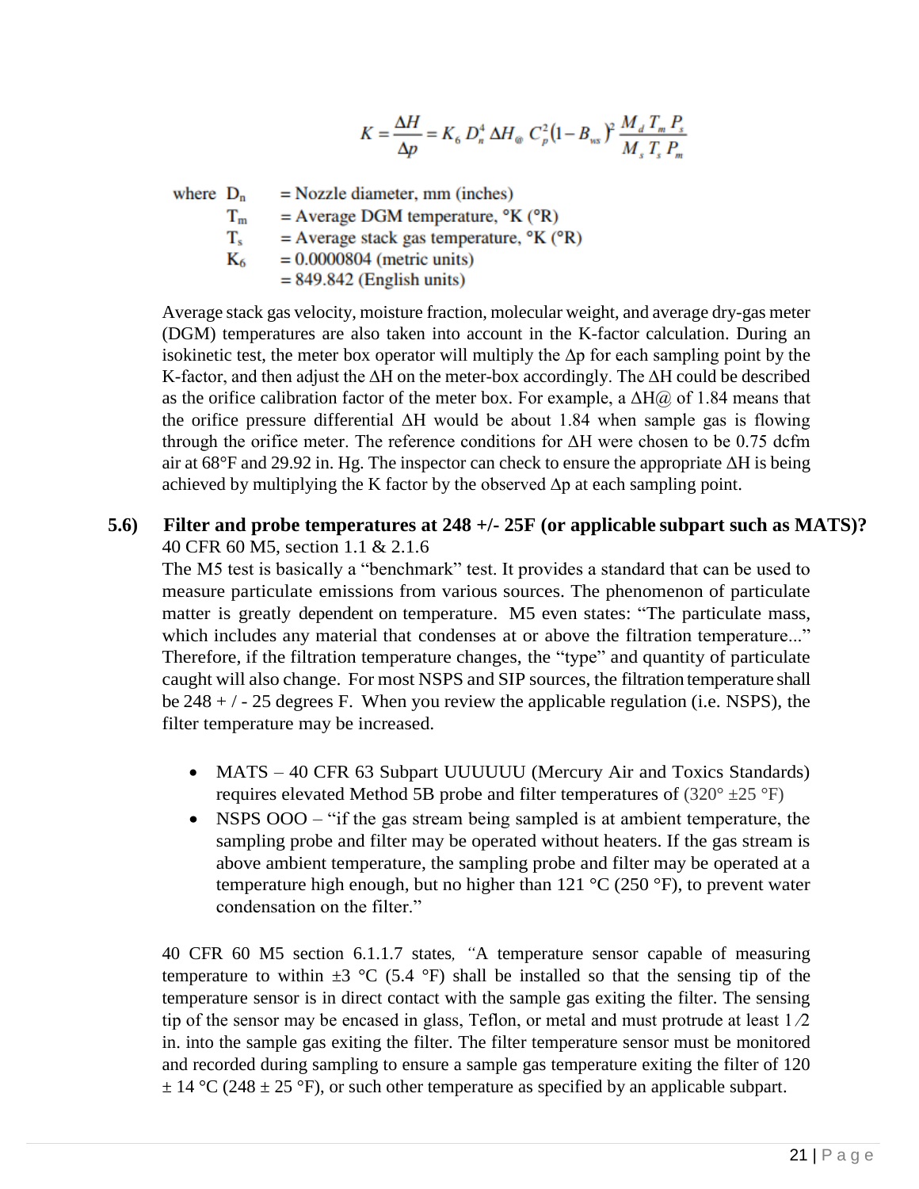$$K = \frac{\Delta H}{\Delta p} = K_6\, D_n^4\, \Delta H_@\, C_p^2 (1 - B_{ws})^2 \frac{M_d\, T_m\, P_s}{M_s\, T_s\, P_m}$$

where $D_n$ = Nozzle diameter, mm (inches)
$T_m$ = Average DGM temperature, °K (°R)
$T_s$ = Average stack gas temperature, °K (°R)
$K_6$ = 0.0000804 (metric units)
= 849.842 (English units)

Average stack gas velocity, moisture fraction, molecular weight, and average dry-gas meter (DGM) temperatures are also taken into account in the K-factor calculation. During an isokinetic test, the meter box operator will multiply the Δp for each sampling point by the K-factor, and then adjust the ΔH on the meter-box accordingly. The ΔH could be described as the orifice calibration factor of the meter box. For example, a ΔH@ of 1.84 means that the orifice pressure differential ΔH would be about 1.84 when sample gas is flowing through the orifice meter. The reference conditions for ΔH were chosen to be 0.75 dcfm air at 68°F and 29.92 in. Hg. The inspector can check to ensure the appropriate ΔH is being achieved by multiplying the K factor by the observed Δp at each sampling point.

### 5.6) Filter and probe temperatures at 248 +/- 25F (or applicable subpart such as MATS)?

40 CFR 60 M5, section 1.1 & 2.1.6

The M5 test is basically a "benchmark" test. It provides a standard that can be used to measure particulate emissions from various sources. The phenomenon of particulate matter is greatly dependent on temperature. M5 even states: "The particulate mass, which includes any material that condenses at or above the filtration temperature..." Therefore, if the filtration temperature changes, the "type" and quantity of particulate caught will also change. For most NSPS and SIP sources, the filtration temperature shall be 248 + / - 25 degrees F. When you review the applicable regulation (i.e. NSPS), the filter temperature may be increased.

- MATS – 40 CFR 63 Subpart UUUUUU (Mercury Air and Toxics Standards) requires elevated Method 5B probe and filter temperatures of (320° ±25 °F)
- NSPS OOO – "if the gas stream being sampled is at ambient temperature, the sampling probe and filter may be operated without heaters. If the gas stream is above ambient temperature, the sampling probe and filter may be operated at a temperature high enough, but no higher than 121 °C (250 °F), to prevent water condensation on the filter."

40 CFR 60 M5 section 6.1.1.7 states, *"*A temperature sensor capable of measuring temperature to within ±3 °C (5.4 °F) shall be installed so that the sensing tip of the temperature sensor is in direct contact with the sample gas exiting the filter. The sensing tip of the sensor may be encased in glass, Teflon, or metal and must protrude at least 1⁄2 in. into the sample gas exiting the filter. The filter temperature sensor must be monitored and recorded during sampling to ensure a sample gas temperature exiting the filter of 120 ± 14 °C (248 ± 25 °F), or such other temperature as specified by an applicable subpart.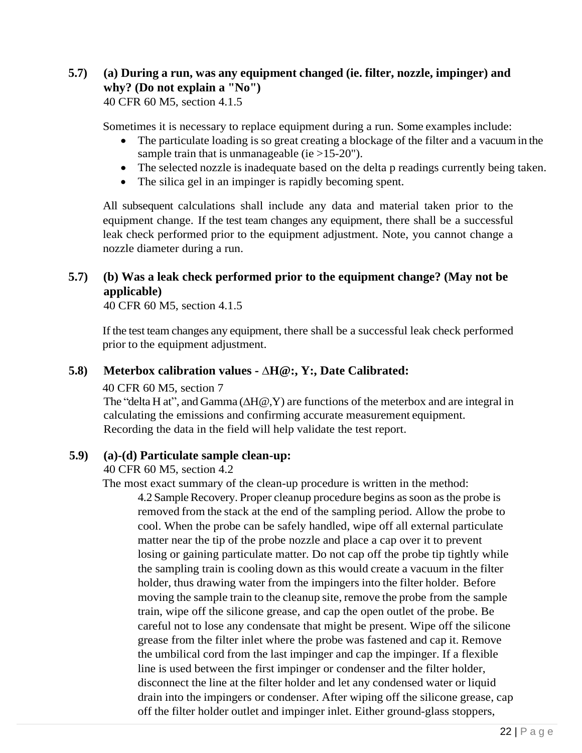**5.7) (a) During a run, was any equipment changed (ie. filter, nozzle, impinger) and why? (Do not explain a "No")**

40 CFR 60 M5, section 4.1.5

Sometimes it is necessary to replace equipment during a run. Some examples include:

- The particulate loading is so great creating a blockage of the filter and a vacuum in the sample train that is unmanageable (ie >15-20").
- The selected nozzle is inadequate based on the delta p readings currently being taken.
- The silica gel in an impinger is rapidly becoming spent.

All subsequent calculations shall include any data and material taken prior to the equipment change. If the test team changes any equipment, there shall be a successful leak check performed prior to the equipment adjustment. Note, you cannot change a nozzle diameter during a run.

**5.7) (b) Was a leak check performed prior to the equipment change? (May not be applicable)**

40 CFR 60 M5, section 4.1.5

If the test team changes any equipment, there shall be a successful leak check performed prior to the equipment adjustment.

**5.8) Meterbox calibration values - $\Delta H@$:, Y:, Date Calibrated:**

40 CFR 60 M5, section 7

The "delta H at", and Gamma ($\Delta H@$,Y) are functions of the meterbox and are integral in calculating the emissions and confirming accurate measurement equipment. Recording the data in the field will help validate the test report.

**5.9) (a)-(d) Particulate sample clean-up:**

40 CFR 60 M5, section 4.2

The most exact summary of the clean-up procedure is written in the method:

> 4.2 Sample Recovery. Proper cleanup procedure begins as soon as the probe is removed from the stack at the end of the sampling period. Allow the probe to cool. When the probe can be safely handled, wipe off all external particulate matter near the tip of the probe nozzle and place a cap over it to prevent losing or gaining particulate matter. Do not cap off the probe tip tightly while the sampling train is cooling down as this would create a vacuum in the filter holder, thus drawing water from the impingers into the filter holder. Before moving the sample train to the cleanup site, remove the probe from the sample train, wipe off the silicone grease, and cap the open outlet of the probe. Be careful not to lose any condensate that might be present. Wipe off the silicone grease from the filter inlet where the probe was fastened and cap it. Remove the umbilical cord from the last impinger and cap the impinger. If a flexible line is used between the first impinger or condenser and the filter holder, disconnect the line at the filter holder and let any condensed water or liquid drain into the impingers or condenser. After wiping off the silicone grease, cap off the filter holder outlet and impinger inlet. Either ground-glass stoppers,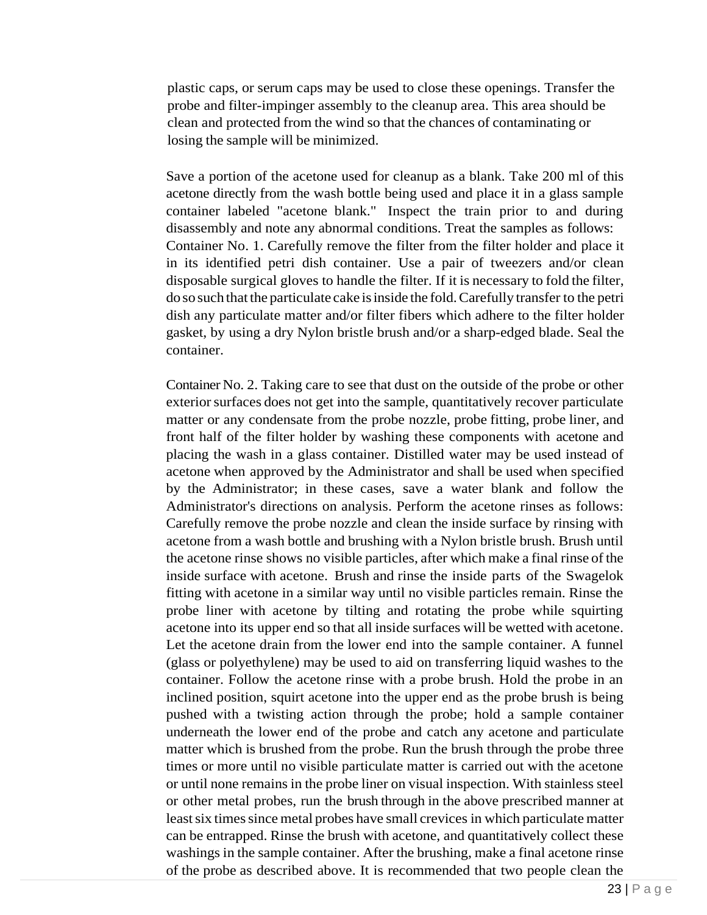plastic caps, or serum caps may be used to close these openings. Transfer the probe and filter-impinger assembly to the cleanup area. This area should be clean and protected from the wind so that the chances of contaminating or losing the sample will be minimized.

Save a portion of the acetone used for cleanup as a blank. Take 200 ml of this acetone directly from the wash bottle being used and place it in a glass sample container labeled "acetone blank." Inspect the train prior to and during disassembly and note any abnormal conditions. Treat the samples as follows: Container No. 1. Carefully remove the filter from the filter holder and place it in its identified petri dish container. Use a pair of tweezers and/or clean disposable surgical gloves to handle the filter. If it is necessary to fold the filter, do so such that the particulate cake is inside the fold. Carefully transfer to the petri dish any particulate matter and/or filter fibers which adhere to the filter holder gasket, by using a dry Nylon bristle brush and/or a sharp-edged blade. Seal the container.

Container No. 2. Taking care to see that dust on the outside of the probe or other exterior surfaces does not get into the sample, quantitatively recover particulate matter or any condensate from the probe nozzle, probe fitting, probe liner, and front half of the filter holder by washing these components with acetone and placing the wash in a glass container. Distilled water may be used instead of acetone when approved by the Administrator and shall be used when specified by the Administrator; in these cases, save a water blank and follow the Administrator's directions on analysis. Perform the acetone rinses as follows: Carefully remove the probe nozzle and clean the inside surface by rinsing with acetone from a wash bottle and brushing with a Nylon bristle brush. Brush until the acetone rinse shows no visible particles, after which make a final rinse of the inside surface with acetone. Brush and rinse the inside parts of the Swagelok fitting with acetone in a similar way until no visible particles remain. Rinse the probe liner with acetone by tilting and rotating the probe while squirting acetone into its upper end so that all inside surfaces will be wetted with acetone. Let the acetone drain from the lower end into the sample container. A funnel (glass or polyethylene) may be used to aid on transferring liquid washes to the container. Follow the acetone rinse with a probe brush. Hold the probe in an inclined position, squirt acetone into the upper end as the probe brush is being pushed with a twisting action through the probe; hold a sample container underneath the lower end of the probe and catch any acetone and particulate matter which is brushed from the probe. Run the brush through the probe three times or more until no visible particulate matter is carried out with the acetone or until none remains in the probe liner on visual inspection. With stainless steel or other metal probes, run the brush through in the above prescribed manner at least six times since metal probes have small crevices in which particulate matter can be entrapped. Rinse the brush with acetone, and quantitatively collect these washings in the sample container. After the brushing, make a final acetone rinse of the probe as described above. It is recommended that two people clean the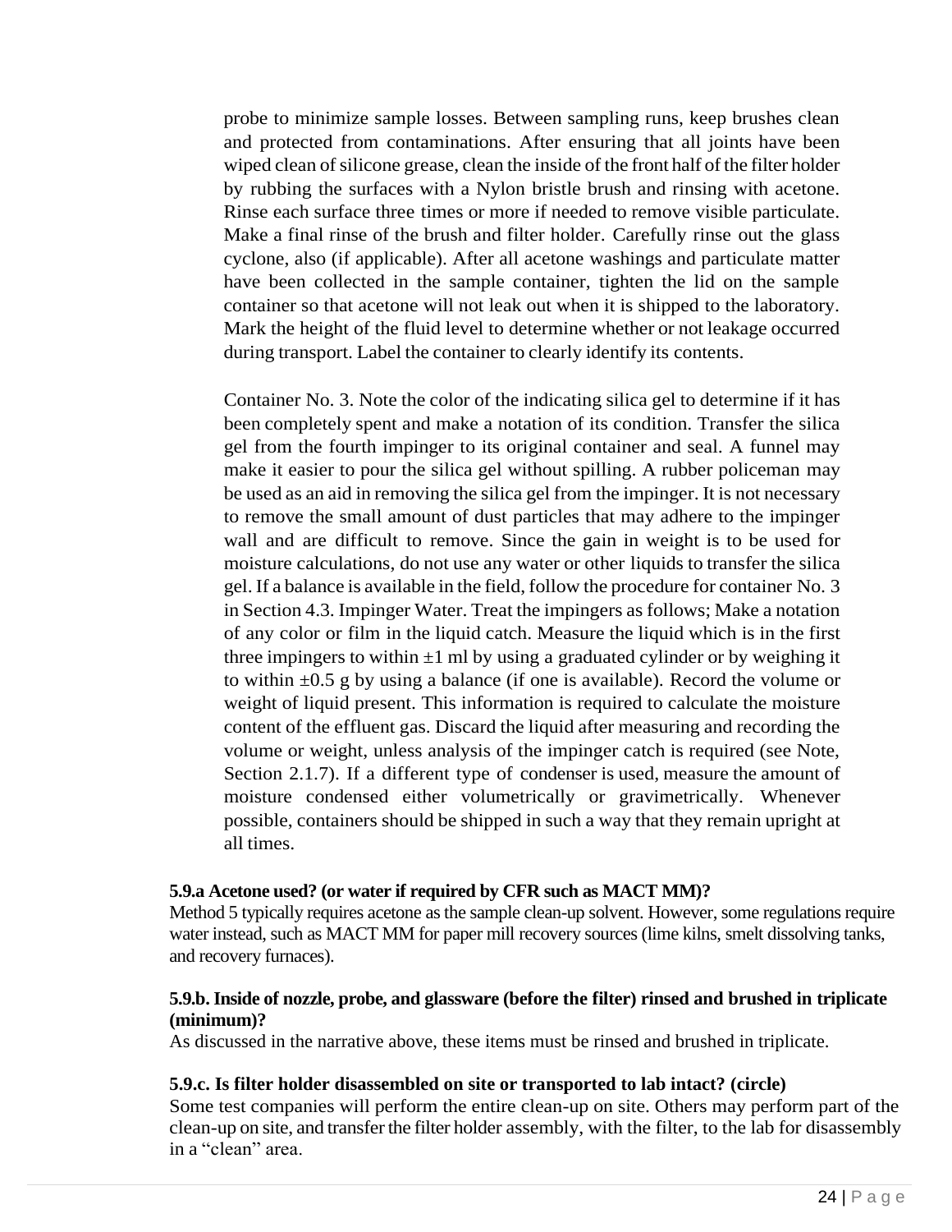probe to minimize sample losses. Between sampling runs, keep brushes clean and protected from contaminations. After ensuring that all joints have been wiped clean of silicone grease, clean the inside of the front half of the filter holder by rubbing the surfaces with a Nylon bristle brush and rinsing with acetone. Rinse each surface three times or more if needed to remove visible particulate. Make a final rinse of the brush and filter holder. Carefully rinse out the glass cyclone, also (if applicable). After all acetone washings and particulate matter have been collected in the sample container, tighten the lid on the sample container so that acetone will not leak out when it is shipped to the laboratory. Mark the height of the fluid level to determine whether or not leakage occurred during transport. Label the container to clearly identify its contents.

Container No. 3. Note the color of the indicating silica gel to determine if it has been completely spent and make a notation of its condition. Transfer the silica gel from the fourth impinger to its original container and seal. A funnel may make it easier to pour the silica gel without spilling. A rubber policeman may be used as an aid in removing the silica gel from the impinger. It is not necessary to remove the small amount of dust particles that may adhere to the impinger wall and are difficult to remove. Since the gain in weight is to be used for moisture calculations, do not use any water or other liquids to transfer the silica gel. If a balance is available in the field, follow the procedure for container No. 3 in Section 4.3. Impinger Water. Treat the impingers as follows; Make a notation of any color or film in the liquid catch. Measure the liquid which is in the first three impingers to within $\pm 1$ ml by using a graduated cylinder or by weighing it to within $\pm 0.5$ g by using a balance (if one is available). Record the volume or weight of liquid present. This information is required to calculate the moisture content of the effluent gas. Discard the liquid after measuring and recording the volume or weight, unless analysis of the impinger catch is required (see Note, Section 2.1.7). If a different type of condenser is used, measure the amount of moisture condensed either volumetrically or gravimetrically. Whenever possible, containers should be shipped in such a way that they remain upright at all times.

**5.9.a Acetone used? (or water if required by CFR such as MACT MM)?**

Method 5 typically requires acetone as the sample clean-up solvent. However, some regulations require water instead, such as MACT MM for paper mill recovery sources (lime kilns, smelt dissolving tanks, and recovery furnaces).

**5.9.b. Inside of nozzle, probe, and glassware (before the filter) rinsed and brushed in triplicate (minimum)?**

As discussed in the narrative above, these items must be rinsed and brushed in triplicate.

**5.9.c. Is filter holder disassembled on site or transported to lab intact? (circle)**

Some test companies will perform the entire clean-up on site. Others may perform part of the clean-up on site, and transfer the filter holder assembly, with the filter, to the lab for disassembly in a "clean" area.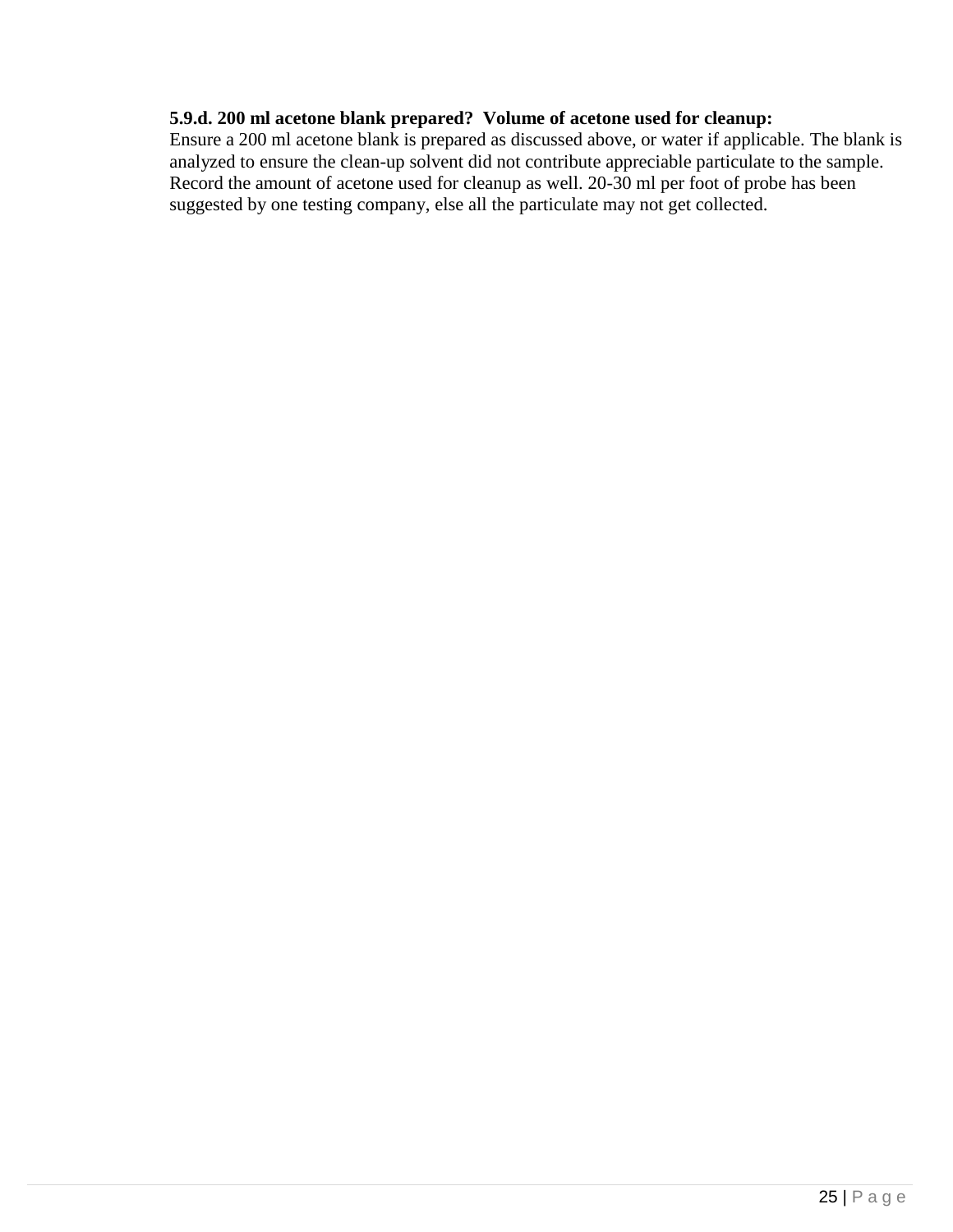**5.9.d. 200 ml acetone blank prepared? Volume of acetone used for cleanup:**

Ensure a 200 ml acetone blank is prepared as discussed above, or water if applicable. The blank is analyzed to ensure the clean-up solvent did not contribute appreciable particulate to the sample. Record the amount of acetone used for cleanup as well. 20-30 ml per foot of probe has been suggested by one testing company, else all the particulate may not get collected.